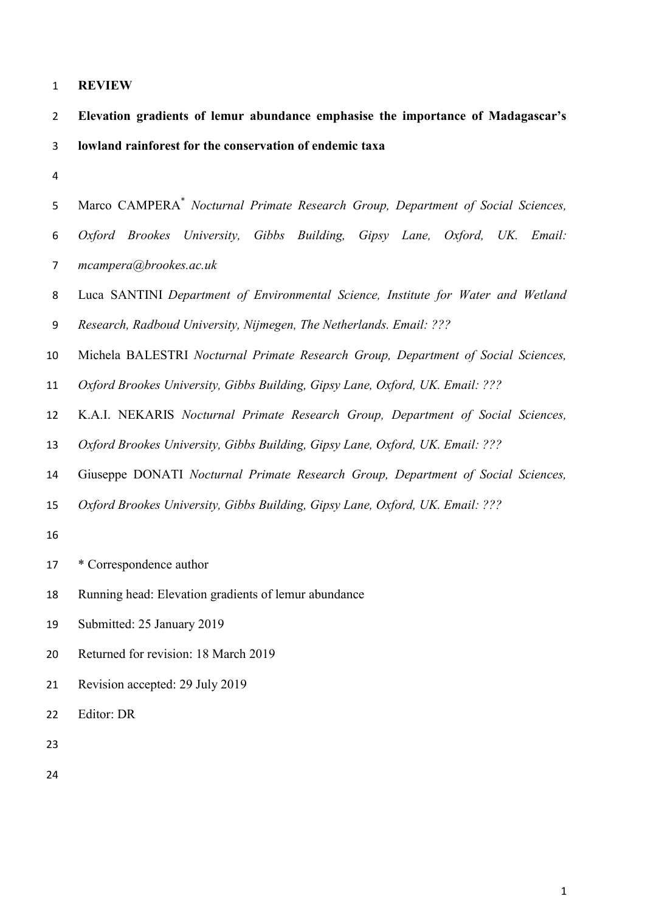**REVIEW**

# Elevation gradients of lemur abundance emphasise the importance of Madagascar's lowland rainforest for the conservation of endemic taxa

Marco CAMPERA* *Nocturnal Primate Research Group, Department of Social Sciences, Oxford Brookes University, Gibbs Building, Gipsy Lane, Oxford, UK. Email: mcampera@brookes.ac.uk*

Luca SANTINI *Department of Environmental Science, Institute for Water and Wetland Research, Radboud University, Nijmegen, The Netherlands. Email: ???*

Michela BALESTRI *Nocturnal Primate Research Group, Department of Social Sciences, Oxford Brookes University, Gibbs Building, Gipsy Lane, Oxford, UK. Email: ???*

K.A.I. NEKARIS *Nocturnal Primate Research Group, Department of Social Sciences, Oxford Brookes University, Gibbs Building, Gipsy Lane, Oxford, UK. Email: ???*

Giuseppe DONATI *Nocturnal Primate Research Group, Department of Social Sciences, Oxford Brookes University, Gibbs Building, Gipsy Lane, Oxford, UK. Email: ???*

\* Correspondence author

Running head: Elevation gradients of lemur abundance

Submitted: 25 January 2019

Returned for revision: 18 March 2019

Revision accepted: 29 July 2019

Editor: DR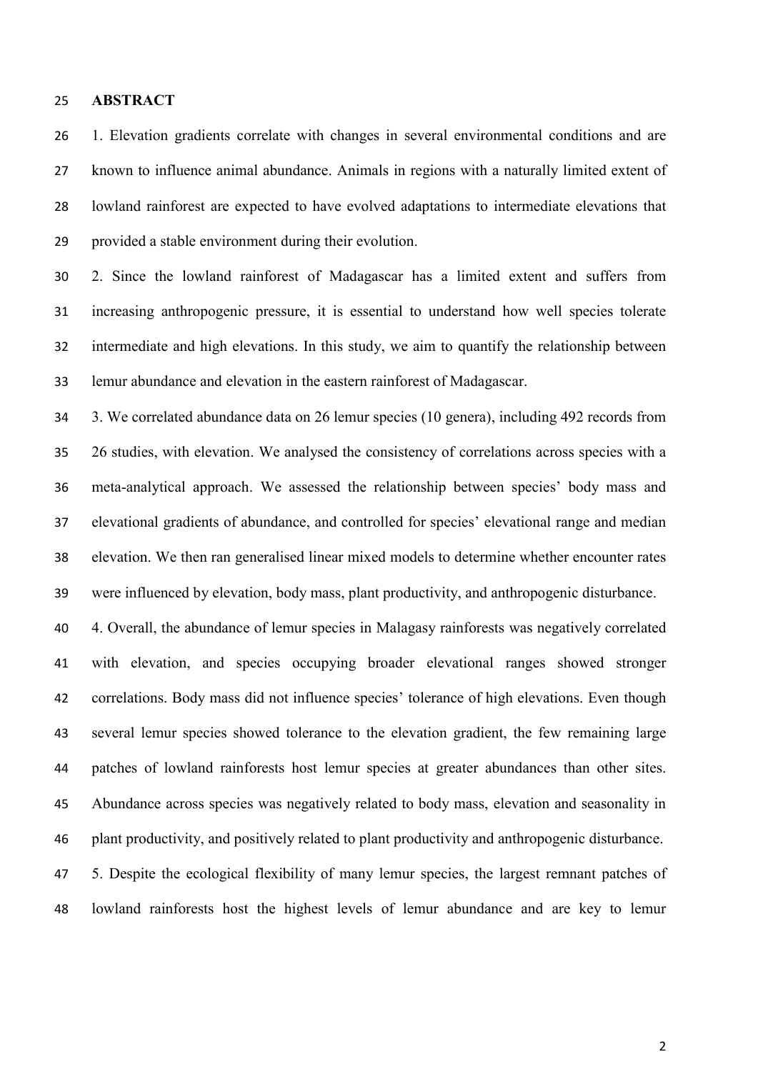## ABSTRACT

1. Elevation gradients correlate with changes in several environmental conditions and are known to influence animal abundance. Animals in regions with a naturally limited extent of lowland rainforest are expected to have evolved adaptations to intermediate elevations that provided a stable environment during their evolution.

2. Since the lowland rainforest of Madagascar has a limited extent and suffers from increasing anthropogenic pressure, it is essential to understand how well species tolerate intermediate and high elevations. In this study, we aim to quantify the relationship between lemur abundance and elevation in the eastern rainforest of Madagascar.

3. We correlated abundance data on 26 lemur species (10 genera), including 492 records from 26 studies, with elevation. We analysed the consistency of correlations across species with a meta-analytical approach. We assessed the relationship between species' body mass and elevational gradients of abundance, and controlled for species' elevational range and median elevation. We then ran generalised linear mixed models to determine whether encounter rates were influenced by elevation, body mass, plant productivity, and anthropogenic disturbance.

4. Overall, the abundance of lemur species in Malagasy rainforests was negatively correlated with elevation, and species occupying broader elevational ranges showed stronger correlations. Body mass did not influence species' tolerance of high elevations. Even though several lemur species showed tolerance to the elevation gradient, the few remaining large patches of lowland rainforests host lemur species at greater abundances than other sites. Abundance across species was negatively related to body mass, elevation and seasonality in plant productivity, and positively related to plant productivity and anthropogenic disturbance.

5. Despite the ecological flexibility of many lemur species, the largest remnant patches of lowland rainforests host the highest levels of lemur abundance and are key to lemur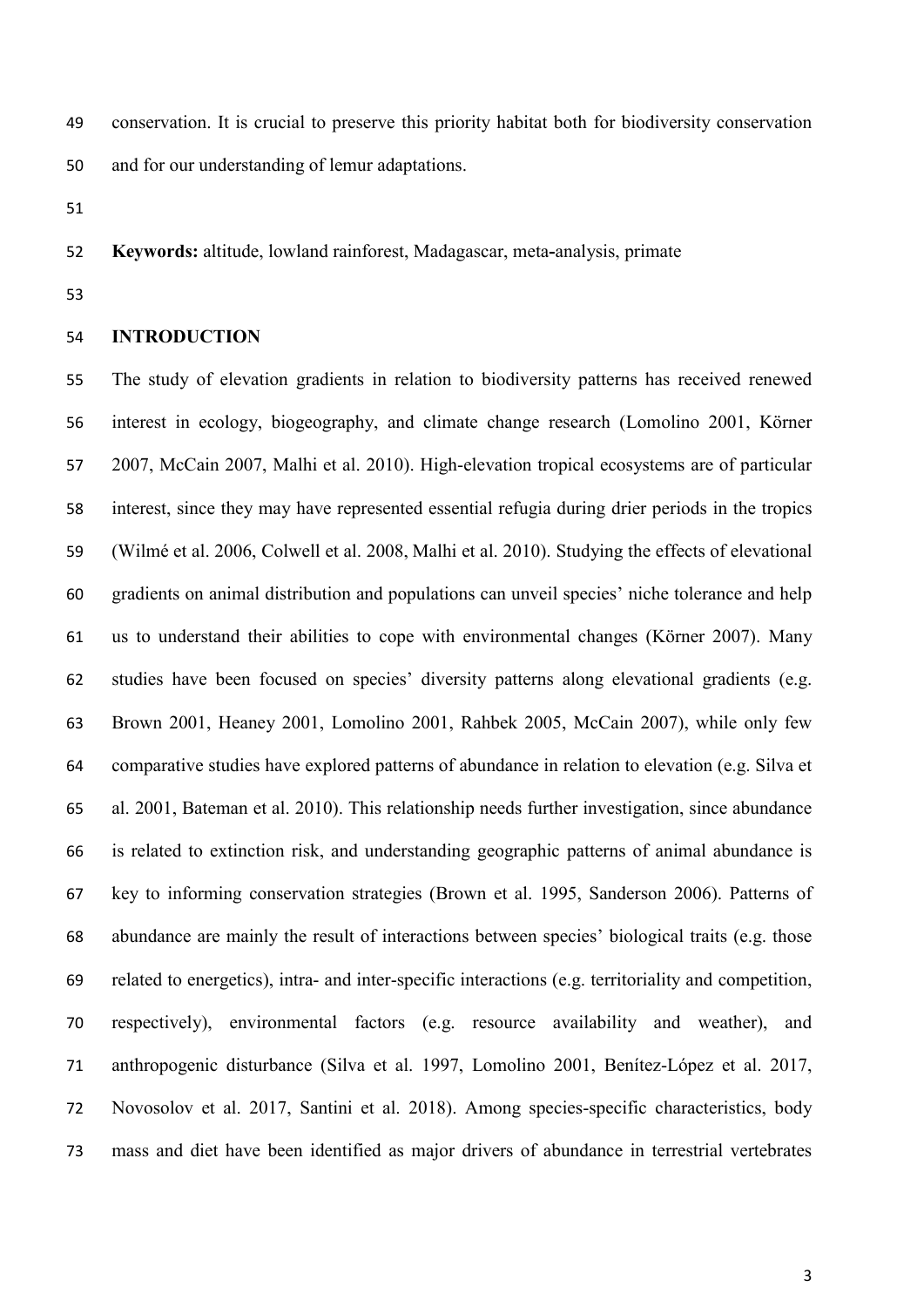conservation. It is crucial to preserve this priority habitat both for biodiversity conservation and for our understanding of lemur adaptations.

**Keywords:** altitude, lowland rainforest, Madagascar, meta-analysis, primate

## INTRODUCTION

The study of elevation gradients in relation to biodiversity patterns has received renewed interest in ecology, biogeography, and climate change research (Lomolino 2001, Körner 2007, McCain 2007, Malhi et al. 2010). High-elevation tropical ecosystems are of particular interest, since they may have represented essential refugia during drier periods in the tropics (Wilmé et al. 2006, Colwell et al. 2008, Malhi et al. 2010). Studying the effects of elevational gradients on animal distribution and populations can unveil species' niche tolerance and help us to understand their abilities to cope with environmental changes (Körner 2007). Many studies have been focused on species' diversity patterns along elevational gradients (e.g. Brown 2001, Heaney 2001, Lomolino 2001, Rahbek 2005, McCain 2007), while only few comparative studies have explored patterns of abundance in relation to elevation (e.g. Silva et al. 2001, Bateman et al. 2010). This relationship needs further investigation, since abundance is related to extinction risk, and understanding geographic patterns of animal abundance is key to informing conservation strategies (Brown et al. 1995, Sanderson 2006). Patterns of abundance are mainly the result of interactions between species' biological traits (e.g. those related to energetics), intra- and inter-specific interactions (e.g. territoriality and competition, respectively), environmental factors (e.g. resource availability and weather), and anthropogenic disturbance (Silva et al. 1997, Lomolino 2001, Benítez-López et al. 2017, Novosolov et al. 2017, Santini et al. 2018). Among species-specific characteristics, body mass and diet have been identified as major drivers of abundance in terrestrial vertebrates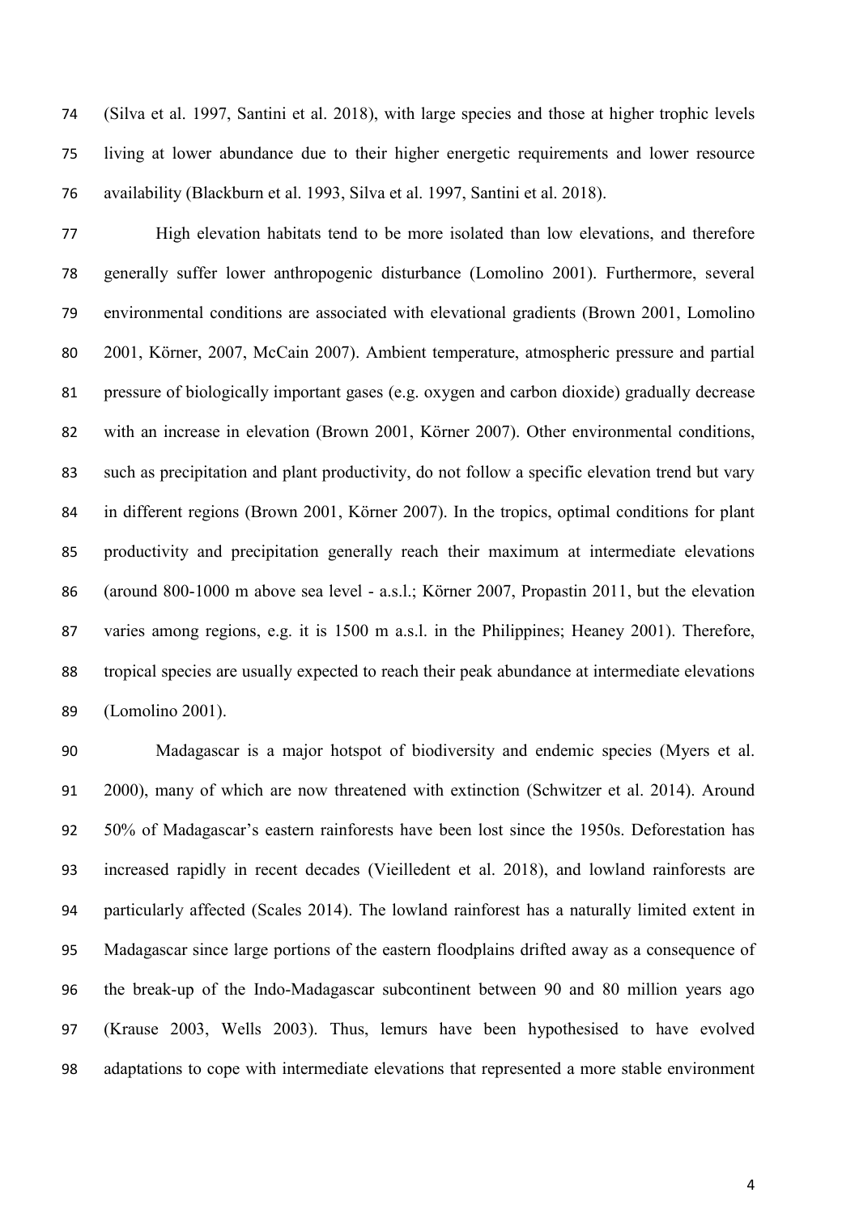(Silva et al. 1997, Santini et al. 2018), with large species and those at higher trophic levels living at lower abundance due to their higher energetic requirements and lower resource availability (Blackburn et al. 1993, Silva et al. 1997, Santini et al. 2018).

High elevation habitats tend to be more isolated than low elevations, and therefore generally suffer lower anthropogenic disturbance (Lomolino 2001). Furthermore, several environmental conditions are associated with elevational gradients (Brown 2001, Lomolino 2001, Körner, 2007, McCain 2007). Ambient temperature, atmospheric pressure and partial pressure of biologically important gases (e.g. oxygen and carbon dioxide) gradually decrease with an increase in elevation (Brown 2001, Körner 2007). Other environmental conditions, such as precipitation and plant productivity, do not follow a specific elevation trend but vary in different regions (Brown 2001, Körner 2007). In the tropics, optimal conditions for plant productivity and precipitation generally reach their maximum at intermediate elevations (around 800-1000 m above sea level - a.s.l.; Körner 2007, Propastin 2011, but the elevation varies among regions, e.g. it is 1500 m a.s.l. in the Philippines; Heaney 2001). Therefore, tropical species are usually expected to reach their peak abundance at intermediate elevations (Lomolino 2001).

Madagascar is a major hotspot of biodiversity and endemic species (Myers et al. 2000), many of which are now threatened with extinction (Schwitzer et al. 2014). Around 50% of Madagascar's eastern rainforests have been lost since the 1950s. Deforestation has increased rapidly in recent decades (Vieilledent et al. 2018), and lowland rainforests are particularly affected (Scales 2014). The lowland rainforest has a naturally limited extent in Madagascar since large portions of the eastern floodplains drifted away as a consequence of the break-up of the Indo-Madagascar subcontinent between 90 and 80 million years ago (Krause 2003, Wells 2003). Thus, lemurs have been hypothesised to have evolved adaptations to cope with intermediate elevations that represented a more stable environment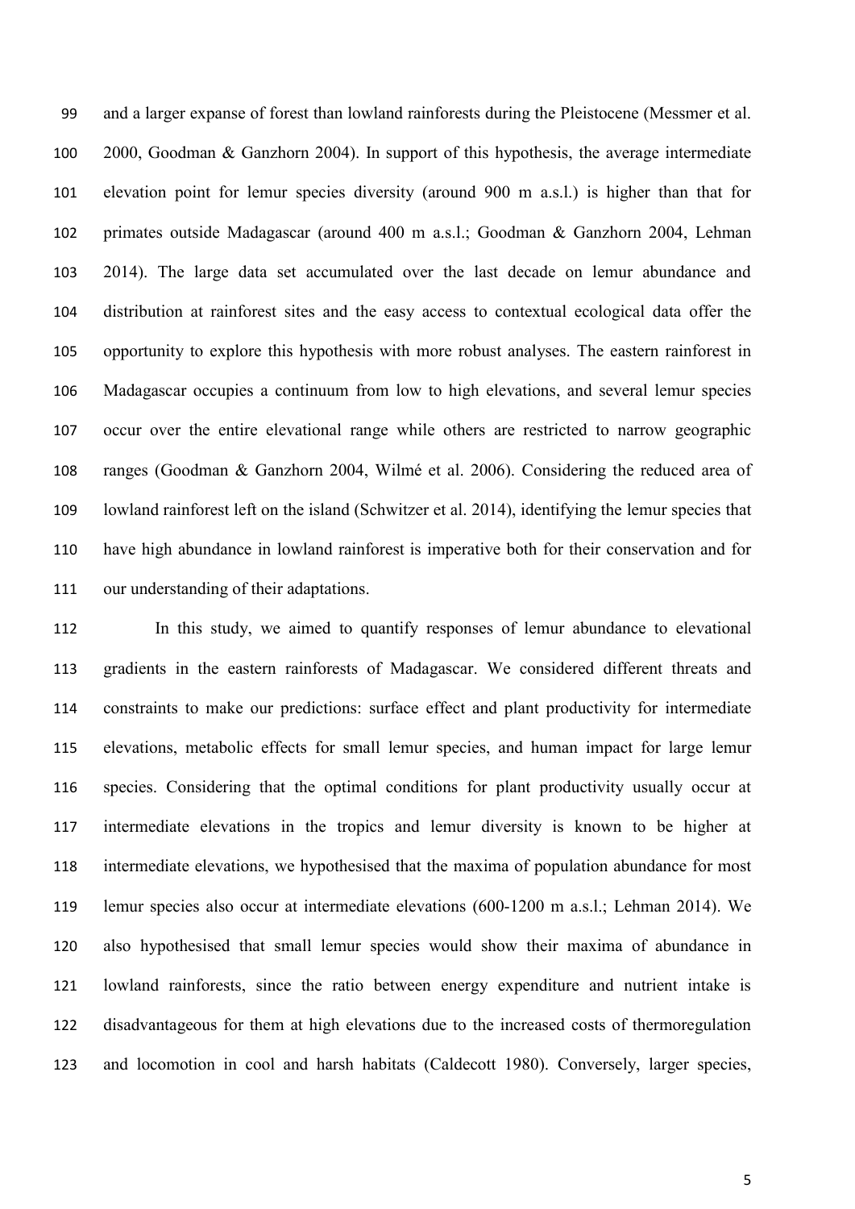and a larger expanse of forest than lowland rainforests during the Pleistocene (Messmer et al. 2000, Goodman & Ganzhorn 2004). In support of this hypothesis, the average intermediate elevation point for lemur species diversity (around 900 m a.s.l.) is higher than that for primates outside Madagascar (around 400 m a.s.l.; Goodman & Ganzhorn 2004, Lehman 2014). The large data set accumulated over the last decade on lemur abundance and distribution at rainforest sites and the easy access to contextual ecological data offer the opportunity to explore this hypothesis with more robust analyses. The eastern rainforest in Madagascar occupies a continuum from low to high elevations, and several lemur species occur over the entire elevational range while others are restricted to narrow geographic ranges (Goodman & Ganzhorn 2004, Wilmé et al. 2006). Considering the reduced area of lowland rainforest left on the island (Schwitzer et al. 2014), identifying the lemur species that have high abundance in lowland rainforest is imperative both for their conservation and for our understanding of their adaptations.

In this study, we aimed to quantify responses of lemur abundance to elevational gradients in the eastern rainforests of Madagascar. We considered different threats and constraints to make our predictions: surface effect and plant productivity for intermediate elevations, metabolic effects for small lemur species, and human impact for large lemur species. Considering that the optimal conditions for plant productivity usually occur at intermediate elevations in the tropics and lemur diversity is known to be higher at intermediate elevations, we hypothesised that the maxima of population abundance for most lemur species also occur at intermediate elevations (600-1200 m a.s.l.; Lehman 2014). We also hypothesised that small lemur species would show their maxima of abundance in lowland rainforests, since the ratio between energy expenditure and nutrient intake is disadvantageous for them at high elevations due to the increased costs of thermoregulation and locomotion in cool and harsh habitats (Caldecott 1980). Conversely, larger species,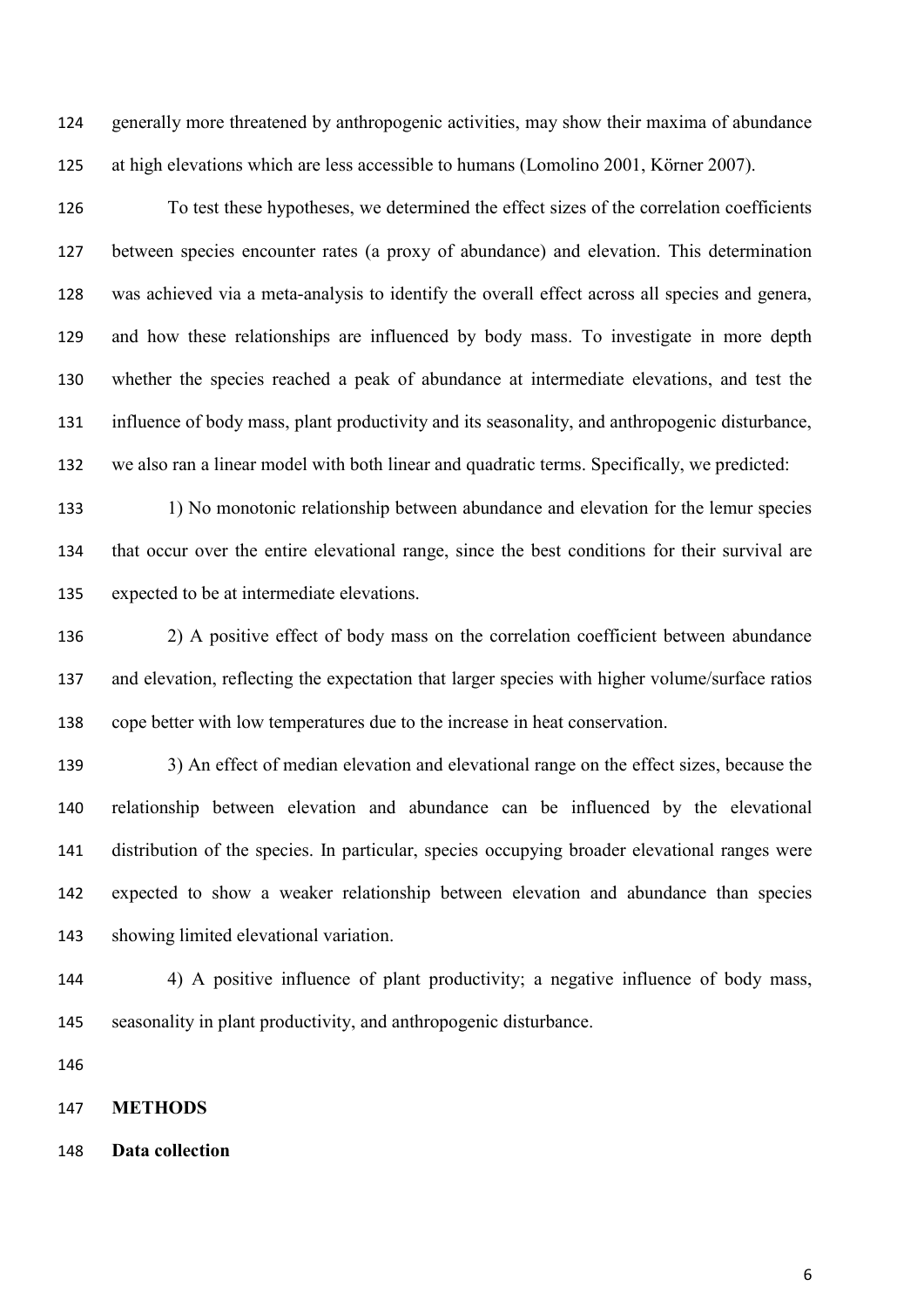generally more threatened by anthropogenic activities, may show their maxima of abundance at high elevations which are less accessible to humans (Lomolino 2001, Körner 2007).

To test these hypotheses, we determined the effect sizes of the correlation coefficients between species encounter rates (a proxy of abundance) and elevation. This determination was achieved via a meta-analysis to identify the overall effect across all species and genera, and how these relationships are influenced by body mass. To investigate in more depth whether the species reached a peak of abundance at intermediate elevations, and test the influence of body mass, plant productivity and its seasonality, and anthropogenic disturbance, we also ran a linear model with both linear and quadratic terms. Specifically, we predicted:

1) No monotonic relationship between abundance and elevation for the lemur species that occur over the entire elevational range, since the best conditions for their survival are expected to be at intermediate elevations.

2) A positive effect of body mass on the correlation coefficient between abundance and elevation, reflecting the expectation that larger species with higher volume/surface ratios cope better with low temperatures due to the increase in heat conservation.

3) An effect of median elevation and elevational range on the effect sizes, because the relationship between elevation and abundance can be influenced by the elevational distribution of the species. In particular, species occupying broader elevational ranges were expected to show a weaker relationship between elevation and abundance than species showing limited elevational variation.

4) A positive influence of plant productivity; a negative influence of body mass, seasonality in plant productivity, and anthropogenic disturbance.

## METHODS

### Data collection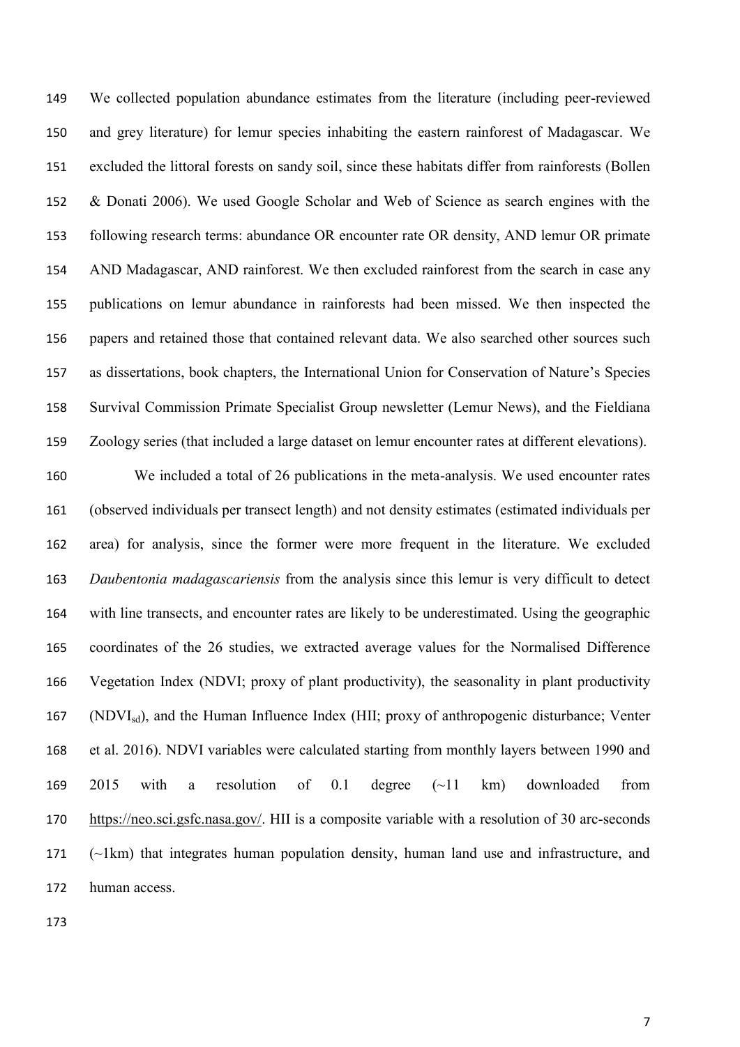We collected population abundance estimates from the literature (including peer-reviewed and grey literature) for lemur species inhabiting the eastern rainforest of Madagascar. We excluded the littoral forests on sandy soil, since these habitats differ from rainforests (Bollen & Donati 2006). We used Google Scholar and Web of Science as search engines with the following research terms: abundance OR encounter rate OR density, AND lemur OR primate AND Madagascar, AND rainforest. We then excluded rainforest from the search in case any publications on lemur abundance in rainforests had been missed. We then inspected the papers and retained those that contained relevant data. We also searched other sources such as dissertations, book chapters, the International Union for Conservation of Nature's Species Survival Commission Primate Specialist Group newsletter (Lemur News), and the Fieldiana Zoology series (that included a large dataset on lemur encounter rates at different elevations).

We included a total of 26 publications in the meta-analysis. We used encounter rates (observed individuals per transect length) and not density estimates (estimated individuals per area) for analysis, since the former were more frequent in the literature. We excluded *Daubentonia madagascariensis* from the analysis since this lemur is very difficult to detect with line transects, and encounter rates are likely to be underestimated. Using the geographic coordinates of the 26 studies, we extracted average values for the Normalised Difference Vegetation Index (NDVI; proxy of plant productivity), the seasonality in plant productivity ($NDVI_{sd}$), and the Human Influence Index (HII; proxy of anthropogenic disturbance; Venter et al. 2016). NDVI variables were calculated starting from monthly layers between 1990 and 2015 with a resolution of 0.1 degree (~11 km) downloaded from https://neo.sci.gsfc.nasa.gov/. HII is a composite variable with a resolution of 30 arc-seconds (~1km) that integrates human population density, human land use and infrastructure, and human access.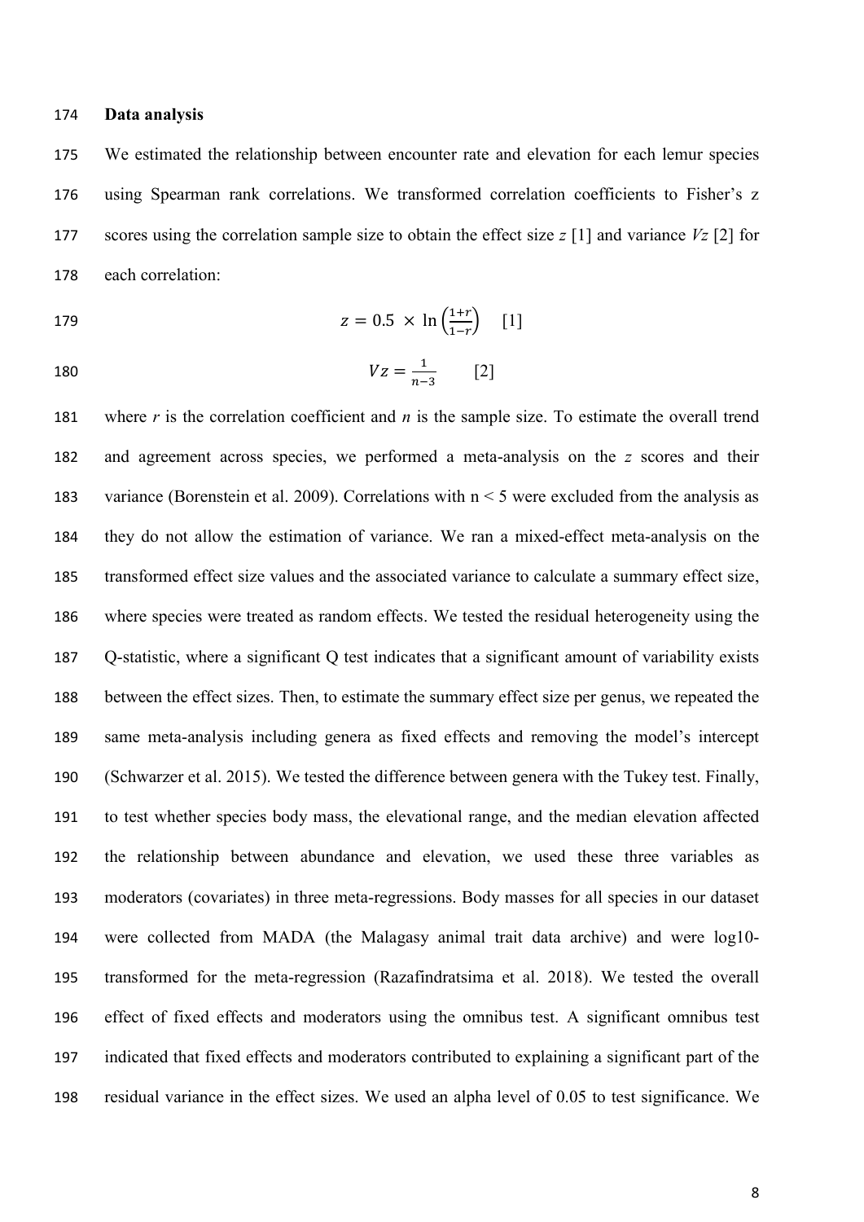**Data analysis**

We estimated the relationship between encounter rate and elevation for each lemur species using Spearman rank correlations. We transformed correlation coefficients to Fisher's z scores using the correlation sample size to obtain the effect size *z* [1] and variance *Vz* [2] for each correlation:

$$z = 0.5 \times \ln\left(\frac{1+r}{1-r}\right) \quad [1]$$

$$Vz = \frac{1}{n-3} \quad [2]$$

where *r* is the correlation coefficient and *n* is the sample size. To estimate the overall trend and agreement across species, we performed a meta-analysis on the *z* scores and their variance (Borenstein et al. 2009). Correlations with $n < 5$ were excluded from the analysis as they do not allow the estimation of variance. We ran a mixed-effect meta-analysis on the transformed effect size values and the associated variance to calculate a summary effect size, where species were treated as random effects. We tested the residual heterogeneity using the Q-statistic, where a significant Q test indicates that a significant amount of variability exists between the effect sizes. Then, to estimate the summary effect size per genus, we repeated the same meta-analysis including genera as fixed effects and removing the model's intercept (Schwarzer et al. 2015). We tested the difference between genera with the Tukey test. Finally, to test whether species body mass, the elevational range, and the median elevation affected the relationship between abundance and elevation, we used these three variables as moderators (covariates) in three meta-regressions. Body masses for all species in our dataset were collected from MADA (the Malagasy animal trait data archive) and were log10-transformed for the meta-regression (Razafindratsima et al. 2018). We tested the overall effect of fixed effects and moderators using the omnibus test. A significant omnibus test indicated that fixed effects and moderators contributed to explaining a significant part of the residual variance in the effect sizes. We used an alpha level of 0.05 to test significance. We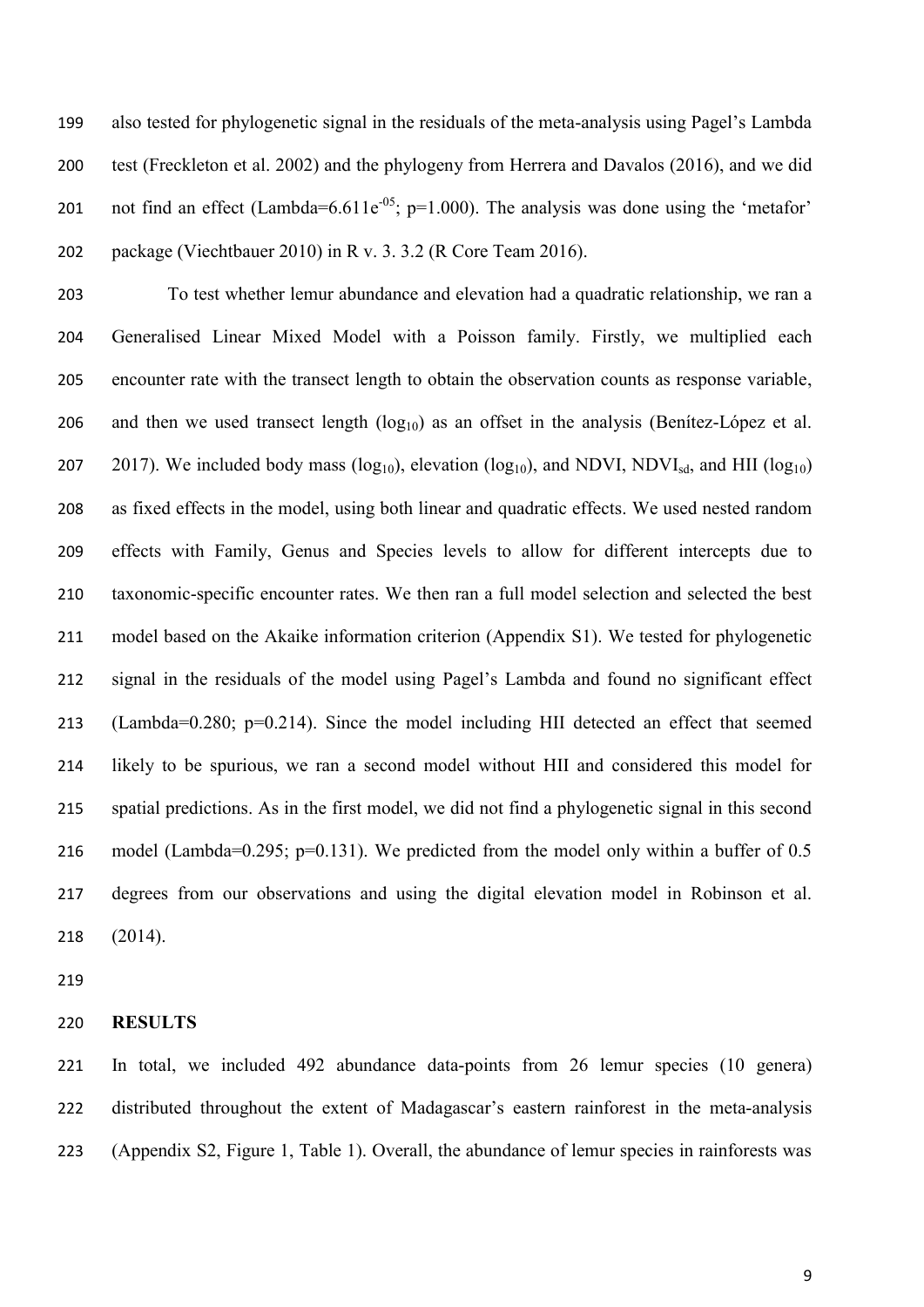also tested for phylogenetic signal in the residuals of the meta-analysis using Pagel's Lambda test (Freckleton et al. 2002) and the phylogeny from Herrera and Davalos (2016), and we did not find an effect (Lambda=$6.611e^{-05}$; p=1.000). The analysis was done using the 'metafor' package (Viechtbauer 2010) in R v. 3. 3.2 (R Core Team 2016).

To test whether lemur abundance and elevation had a quadratic relationship, we ran a Generalised Linear Mixed Model with a Poisson family. Firstly, we multiplied each encounter rate with the transect length to obtain the observation counts as response variable, and then we used transect length ($\log_{10}$) as an offset in the analysis (Benítez-López et al. 2017). We included body mass ($\log_{10}$), elevation ($\log_{10}$), and NDVI, $NDVI_{sd}$, and HII ($\log_{10}$) as fixed effects in the model, using both linear and quadratic effects. We used nested random effects with Family, Genus and Species levels to allow for different intercepts due to taxonomic-specific encounter rates. We then ran a full model selection and selected the best model based on the Akaike information criterion (Appendix S1). We tested for phylogenetic signal in the residuals of the model using Pagel's Lambda and found no significant effect (Lambda=0.280; p=0.214). Since the model including HII detected an effect that seemed likely to be spurious, we ran a second model without HII and considered this model for spatial predictions. As in the first model, we did not find a phylogenetic signal in this second model (Lambda=0.295; p=0.131). We predicted from the model only within a buffer of 0.5 degrees from our observations and using the digital elevation model in Robinson et al. (2014).

## RESULTS

In total, we included 492 abundance data-points from 26 lemur species (10 genera) distributed throughout the extent of Madagascar's eastern rainforest in the meta-analysis (Appendix S2, Figure 1, Table 1). Overall, the abundance of lemur species in rainforests was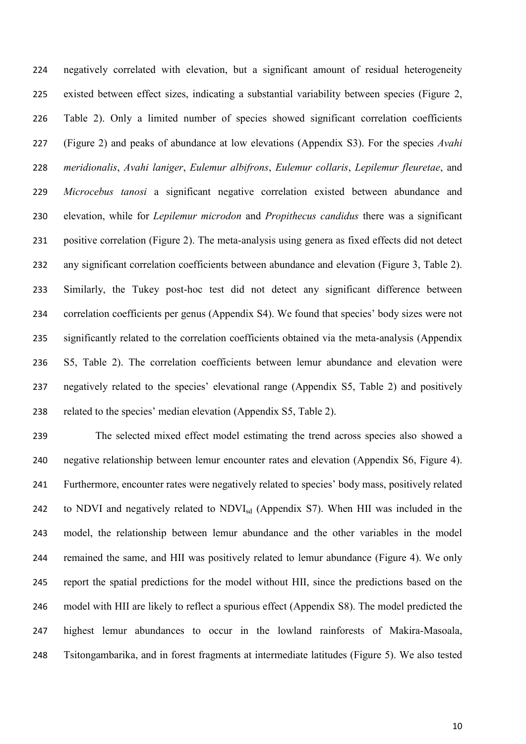negatively correlated with elevation, but a significant amount of residual heterogeneity existed between effect sizes, indicating a substantial variability between species (Figure 2, Table 2). Only a limited number of species showed significant correlation coefficients (Figure 2) and peaks of abundance at low elevations (Appendix S3). For the species *Avahi meridionalis*, *Avahi laniger*, *Eulemur albifrons*, *Eulemur collaris*, *Lepilemur fleuretae*, and *Microcebus tanosi* a significant negative correlation existed between abundance and elevation, while for *Lepilemur microdon* and *Propithecus candidus* there was a significant positive correlation (Figure 2). The meta-analysis using genera as fixed effects did not detect any significant correlation coefficients between abundance and elevation (Figure 3, Table 2). Similarly, the Tukey post-hoc test did not detect any significant difference between correlation coefficients per genus (Appendix S4). We found that species' body sizes were not significantly related to the correlation coefficients obtained via the meta-analysis (Appendix S5, Table 2). The correlation coefficients between lemur abundance and elevation were negatively related to the species' elevational range (Appendix S5, Table 2) and positively related to the species' median elevation (Appendix S5, Table 2).

The selected mixed effect model estimating the trend across species also showed a negative relationship between lemur encounter rates and elevation (Appendix S6, Figure 4). Furthermore, encounter rates were negatively related to species' body mass, positively related to NDVI and negatively related to $NDVI_{sd}$ (Appendix S7). When HII was included in the model, the relationship between lemur abundance and the other variables in the model remained the same, and HII was positively related to lemur abundance (Figure 4). We only report the spatial predictions for the model without HII, since the predictions based on the model with HII are likely to reflect a spurious effect (Appendix S8). The model predicted the highest lemur abundances to occur in the lowland rainforests of Makira-Masoala, Tsitongambarika, and in forest fragments at intermediate latitudes (Figure 5). We also tested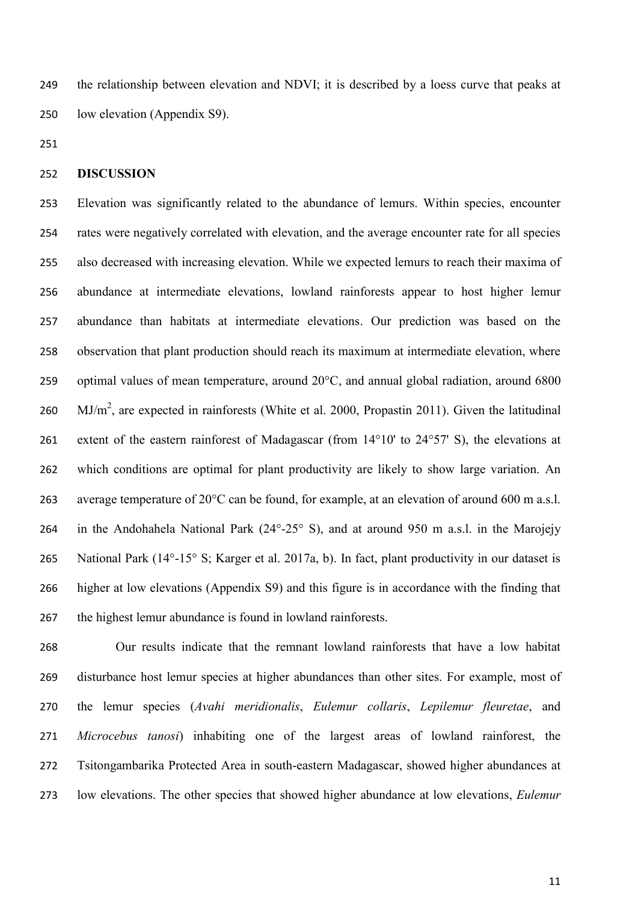the relationship between elevation and NDVI; it is described by a loess curve that peaks at low elevation (Appendix S9).

## DISCUSSION

Elevation was significantly related to the abundance of lemurs. Within species, encounter rates were negatively correlated with elevation, and the average encounter rate for all species also decreased with increasing elevation. While we expected lemurs to reach their maxima of abundance at intermediate elevations, lowland rainforests appear to host higher lemur abundance than habitats at intermediate elevations. Our prediction was based on the observation that plant production should reach its maximum at intermediate elevation, where optimal values of mean temperature, around 20°C, and annual global radiation, around 6800 $MJ/m^2$, are expected in rainforests (White et al. 2000, Propastin 2011). Given the latitudinal extent of the eastern rainforest of Madagascar (from 14°10' to 24°57' S), the elevations at which conditions are optimal for plant productivity are likely to show large variation. An average temperature of 20°C can be found, for example, at an elevation of around 600 m a.s.l. in the Andohahela National Park (24°-25° S), and at around 950 m a.s.l. in the Marojejy National Park (14°-15° S; Karger et al. 2017a, b). In fact, plant productivity in our dataset is higher at low elevations (Appendix S9) and this figure is in accordance with the finding that the highest lemur abundance is found in lowland rainforests.

Our results indicate that the remnant lowland rainforests that have a low habitat disturbance host lemur species at higher abundances than other sites. For example, most of the lemur species (*Avahi meridionalis*, *Eulemur collaris*, *Lepilemur fleuretae*, and *Microcebus tanosi*) inhabiting one of the largest areas of lowland rainforest, the Tsitongambarika Protected Area in south-eastern Madagascar, showed higher abundances at low elevations. The other species that showed higher abundance at low elevations, *Eulemur*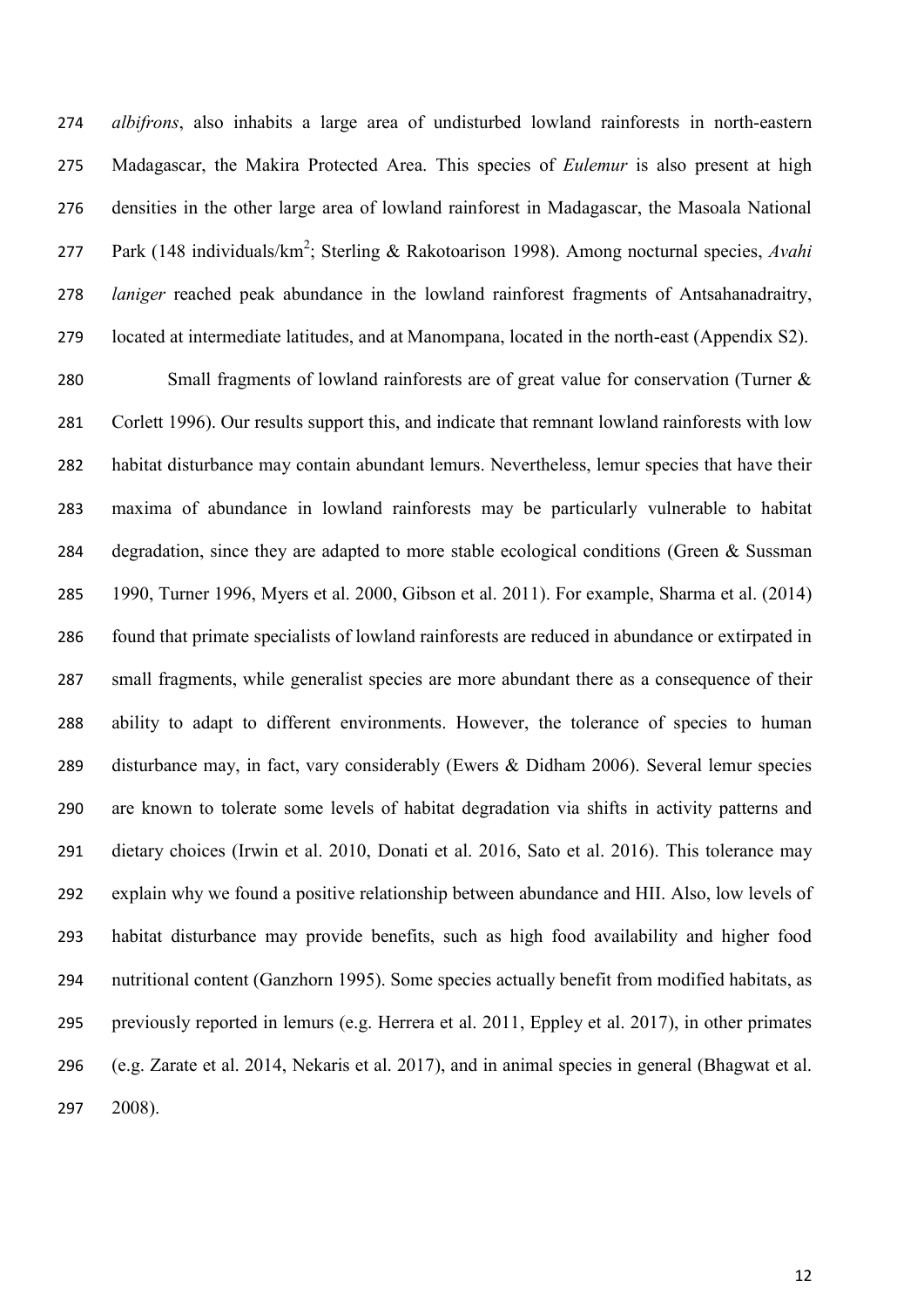*albifrons*, also inhabits a large area of undisturbed lowland rainforests in north-eastern Madagascar, the Makira Protected Area. This species of *Eulemur* is also present at high densities in the other large area of lowland rainforest in Madagascar, the Masoala National Park (148 individuals/km$^2$; Sterling & Rakotoarison 1998). Among nocturnal species, *Avahi laniger* reached peak abundance in the lowland rainforest fragments of Antsahanadraitry, located at intermediate latitudes, and at Manompana, located in the north-east (Appendix S2).

Small fragments of lowland rainforests are of great value for conservation (Turner & Corlett 1996). Our results support this, and indicate that remnant lowland rainforests with low habitat disturbance may contain abundant lemurs. Nevertheless, lemur species that have their maxima of abundance in lowland rainforests may be particularly vulnerable to habitat degradation, since they are adapted to more stable ecological conditions (Green & Sussman 1990, Turner 1996, Myers et al. 2000, Gibson et al. 2011). For example, Sharma et al. (2014) found that primate specialists of lowland rainforests are reduced in abundance or extirpated in small fragments, while generalist species are more abundant there as a consequence of their ability to adapt to different environments. However, the tolerance of species to human disturbance may, in fact, vary considerably (Ewers & Didham 2006). Several lemur species are known to tolerate some levels of habitat degradation via shifts in activity patterns and dietary choices (Irwin et al. 2010, Donati et al. 2016, Sato et al. 2016). This tolerance may explain why we found a positive relationship between abundance and HII. Also, low levels of habitat disturbance may provide benefits, such as high food availability and higher food nutritional content (Ganzhorn 1995). Some species actually benefit from modified habitats, as previously reported in lemurs (e.g. Herrera et al. 2011, Eppley et al. 2017), in other primates (e.g. Zarate et al. 2014, Nekaris et al. 2017), and in animal species in general (Bhagwat et al. 2008).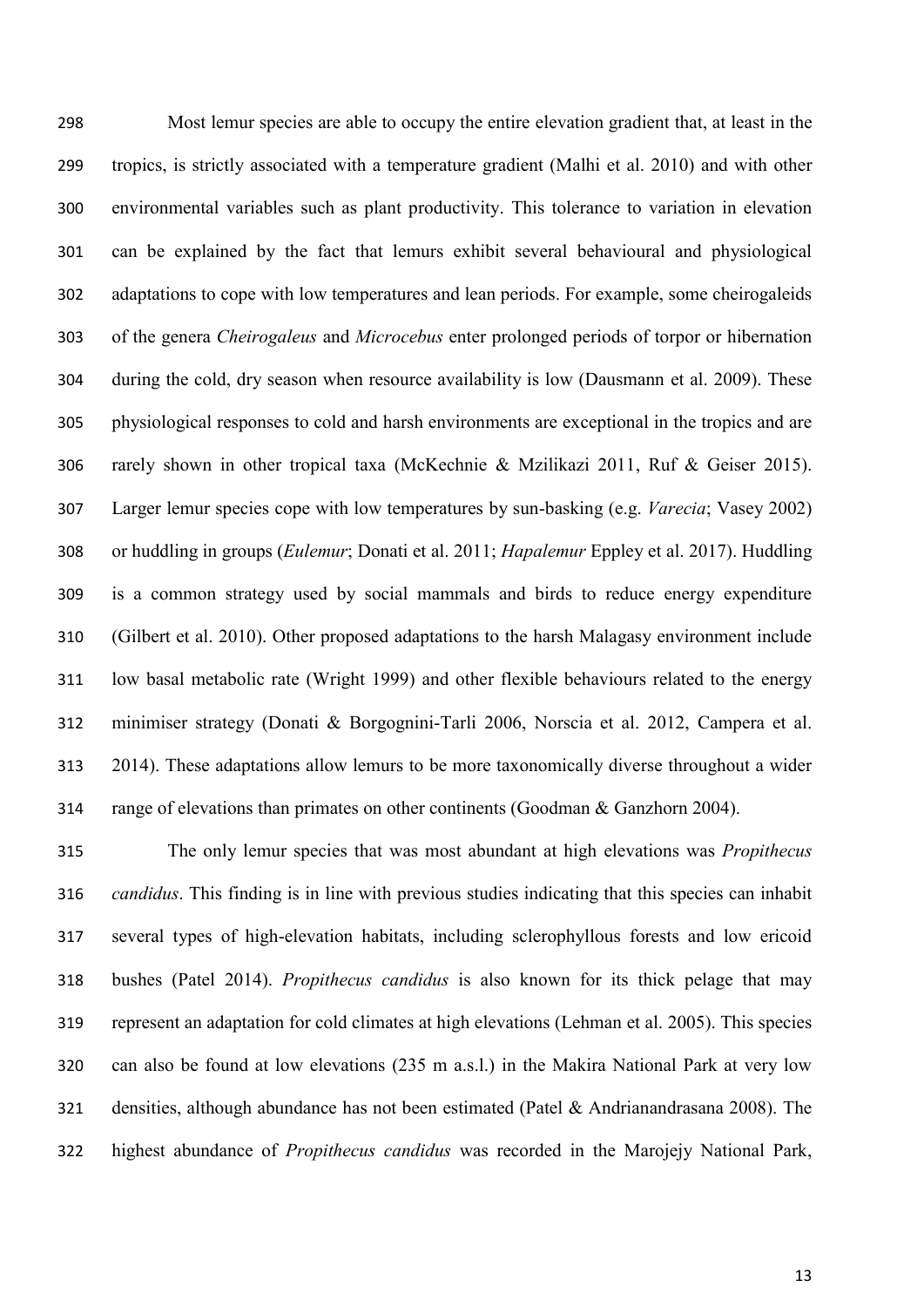Most lemur species are able to occupy the entire elevation gradient that, at least in the tropics, is strictly associated with a temperature gradient (Malhi et al. 2010) and with other environmental variables such as plant productivity. This tolerance to variation in elevation can be explained by the fact that lemurs exhibit several behavioural and physiological adaptations to cope with low temperatures and lean periods. For example, some cheirogaleids of the genera *Cheirogaleus* and *Microcebus* enter prolonged periods of torpor or hibernation during the cold, dry season when resource availability is low (Dausmann et al. 2009). These physiological responses to cold and harsh environments are exceptional in the tropics and are rarely shown in other tropical taxa (McKechnie & Mzilikazi 2011, Ruf & Geiser 2015). Larger lemur species cope with low temperatures by sun-basking (e.g. *Varecia*; Vasey 2002) or huddling in groups (*Eulemur*; Donati et al. 2011; *Hapalemur* Eppley et al. 2017). Huddling is a common strategy used by social mammals and birds to reduce energy expenditure (Gilbert et al. 2010). Other proposed adaptations to the harsh Malagasy environment include low basal metabolic rate (Wright 1999) and other flexible behaviours related to the energy minimiser strategy (Donati & Borgognini-Tarli 2006, Norscia et al. 2012, Campera et al. 2014). These adaptations allow lemurs to be more taxonomically diverse throughout a wider range of elevations than primates on other continents (Goodman & Ganzhorn 2004).

The only lemur species that was most abundant at high elevations was *Propithecus candidus*. This finding is in line with previous studies indicating that this species can inhabit several types of high-elevation habitats, including sclerophyllous forests and low ericoid bushes (Patel 2014). *Propithecus candidus* is also known for its thick pelage that may represent an adaptation for cold climates at high elevations (Lehman et al. 2005). This species can also be found at low elevations (235 m a.s.l.) in the Makira National Park at very low densities, although abundance has not been estimated (Patel & Andrianandrasana 2008). The highest abundance of *Propithecus candidus* was recorded in the Marojejy National Park,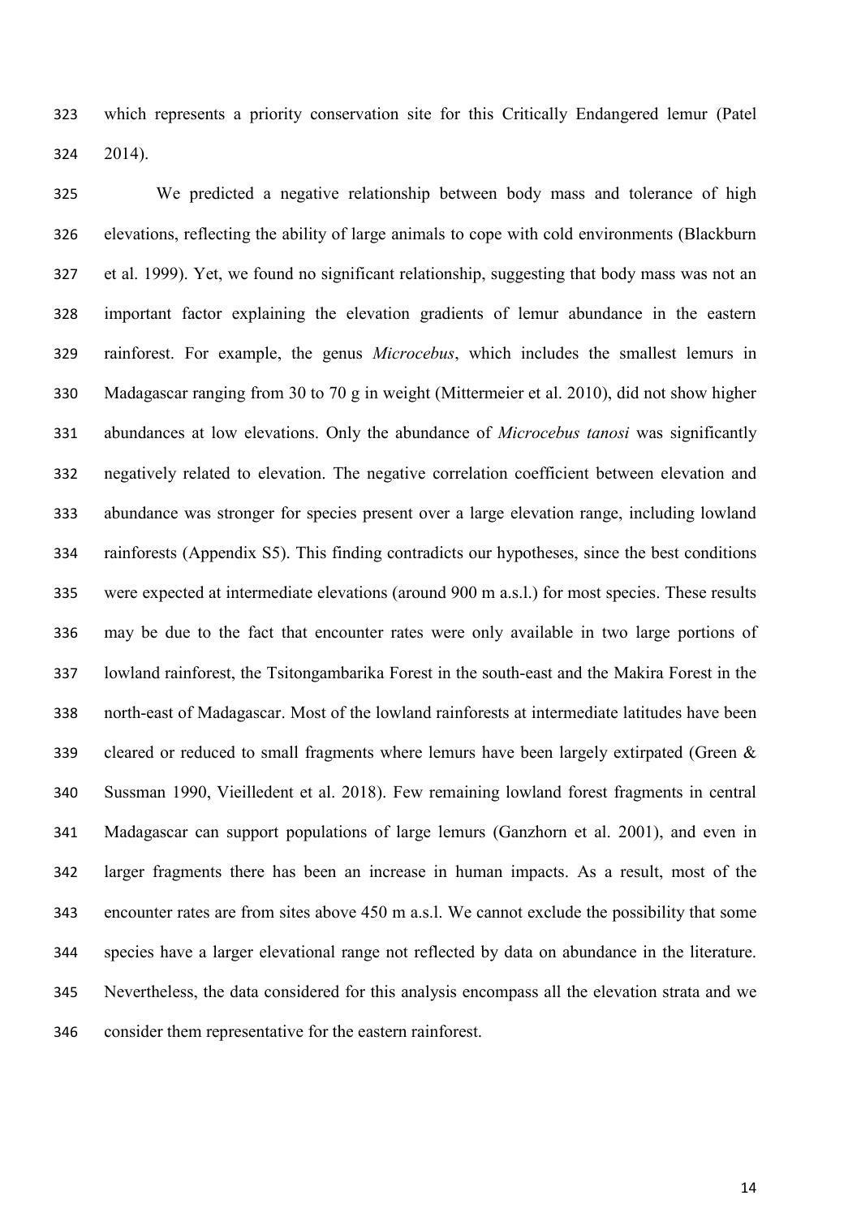which represents a priority conservation site for this Critically Endangered lemur (Patel 2014).

We predicted a negative relationship between body mass and tolerance of high elevations, reflecting the ability of large animals to cope with cold environments (Blackburn et al. 1999). Yet, we found no significant relationship, suggesting that body mass was not an important factor explaining the elevation gradients of lemur abundance in the eastern rainforest. For example, the genus *Microcebus*, which includes the smallest lemurs in Madagascar ranging from 30 to 70 g in weight (Mittermeier et al. 2010), did not show higher abundances at low elevations. Only the abundance of *Microcebus tanosi* was significantly negatively related to elevation. The negative correlation coefficient between elevation and abundance was stronger for species present over a large elevation range, including lowland rainforests (Appendix S5). This finding contradicts our hypotheses, since the best conditions were expected at intermediate elevations (around 900 m a.s.l.) for most species. These results may be due to the fact that encounter rates were only available in two large portions of lowland rainforest, the Tsitongambarika Forest in the south-east and the Makira Forest in the north-east of Madagascar. Most of the lowland rainforests at intermediate latitudes have been cleared or reduced to small fragments where lemurs have been largely extirpated (Green & Sussman 1990, Vieilledent et al. 2018). Few remaining lowland forest fragments in central Madagascar can support populations of large lemurs (Ganzhorn et al. 2001), and even in larger fragments there has been an increase in human impacts. As a result, most of the encounter rates are from sites above 450 m a.s.l. We cannot exclude the possibility that some species have a larger elevational range not reflected by data on abundance in the literature. Nevertheless, the data considered for this analysis encompass all the elevation strata and we consider them representative for the eastern rainforest.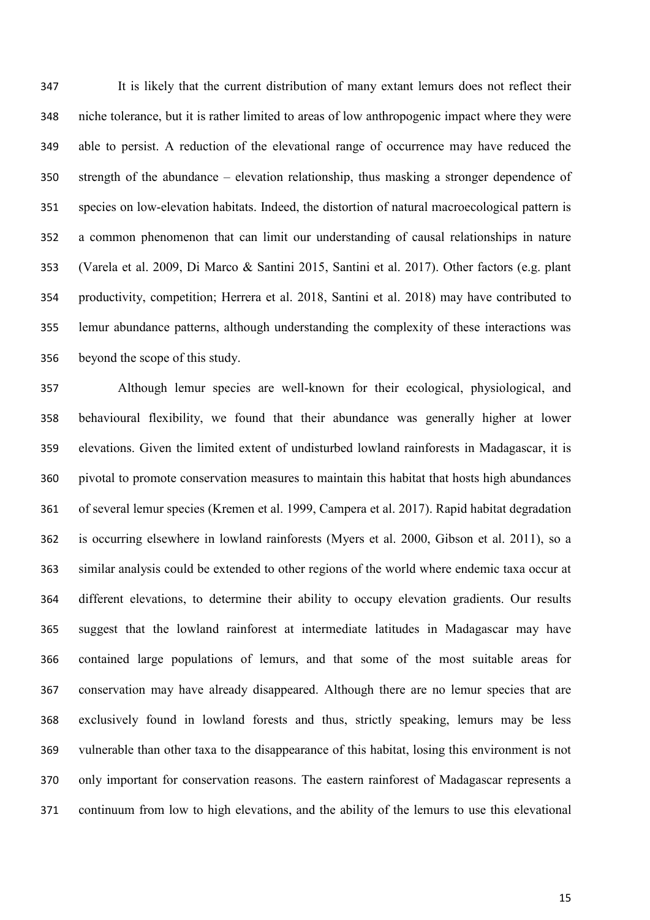It is likely that the current distribution of many extant lemurs does not reflect their niche tolerance, but it is rather limited to areas of low anthropogenic impact where they were able to persist. A reduction of the elevational range of occurrence may have reduced the strength of the abundance – elevation relationship, thus masking a stronger dependence of species on low-elevation habitats. Indeed, the distortion of natural macroecological pattern is a common phenomenon that can limit our understanding of causal relationships in nature (Varela et al. 2009, Di Marco & Santini 2015, Santini et al. 2017). Other factors (e.g. plant productivity, competition; Herrera et al. 2018, Santini et al. 2018) may have contributed to lemur abundance patterns, although understanding the complexity of these interactions was beyond the scope of this study.

Although lemur species are well-known for their ecological, physiological, and behavioural flexibility, we found that their abundance was generally higher at lower elevations. Given the limited extent of undisturbed lowland rainforests in Madagascar, it is pivotal to promote conservation measures to maintain this habitat that hosts high abundances of several lemur species (Kremen et al. 1999, Campera et al. 2017). Rapid habitat degradation is occurring elsewhere in lowland rainforests (Myers et al. 2000, Gibson et al. 2011), so a similar analysis could be extended to other regions of the world where endemic taxa occur at different elevations, to determine their ability to occupy elevation gradients. Our results suggest that the lowland rainforest at intermediate latitudes in Madagascar may have contained large populations of lemurs, and that some of the most suitable areas for conservation may have already disappeared. Although there are no lemur species that are exclusively found in lowland forests and thus, strictly speaking, lemurs may be less vulnerable than other taxa to the disappearance of this habitat, losing this environment is not only important for conservation reasons. The eastern rainforest of Madagascar represents a continuum from low to high elevations, and the ability of the lemurs to use this elevational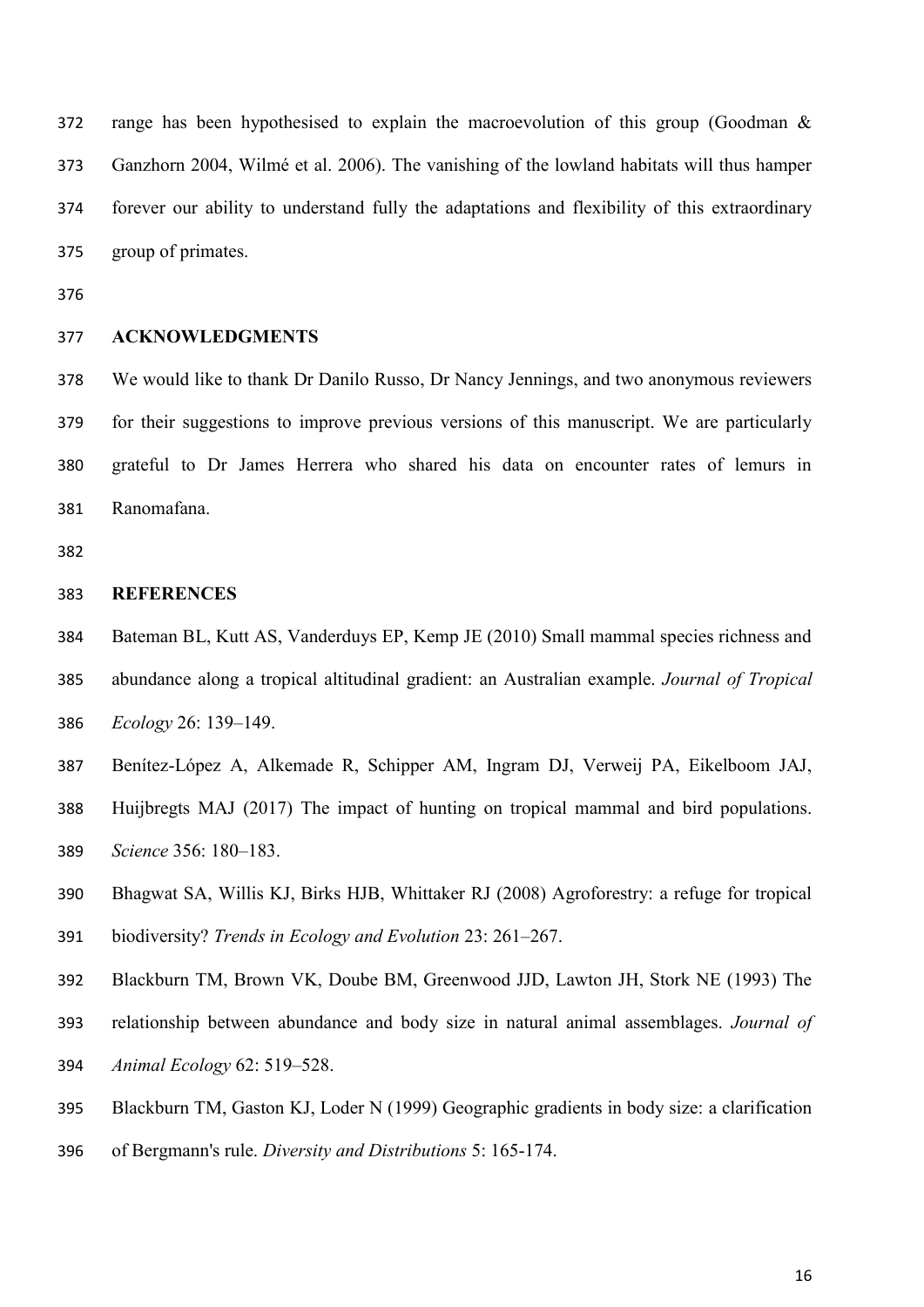range has been hypothesised to explain the macroevolution of this group (Goodman & Ganzhorn 2004, Wilmé et al. 2006). The vanishing of the lowland habitats will thus hamper forever our ability to understand fully the adaptations and flexibility of this extraordinary group of primates.

## ACKNOWLEDGMENTS

We would like to thank Dr Danilo Russo, Dr Nancy Jennings, and two anonymous reviewers for their suggestions to improve previous versions of this manuscript. We are particularly grateful to Dr James Herrera who shared his data on encounter rates of lemurs in Ranomafana.

## REFERENCES

Bateman BL, Kutt AS, Vanderduys EP, Kemp JE (2010) Small mammal species richness and abundance along a tropical altitudinal gradient: an Australian example. *Journal of Tropical Ecology* 26: 139–149.

Benítez-López A, Alkemade R, Schipper AM, Ingram DJ, Verweij PA, Eikelboom JAJ, Huijbregts MAJ (2017) The impact of hunting on tropical mammal and bird populations. *Science* 356: 180–183.

Bhagwat SA, Willis KJ, Birks HJB, Whittaker RJ (2008) Agroforestry: a refuge for tropical biodiversity? *Trends in Ecology and Evolution* 23: 261–267.

Blackburn TM, Brown VK, Doube BM, Greenwood JJD, Lawton JH, Stork NE (1993) The relationship between abundance and body size in natural animal assemblages. *Journal of Animal Ecology* 62: 519–528.

Blackburn TM, Gaston KJ, Loder N (1999) Geographic gradients in body size: a clarification of Bergmann's rule. *Diversity and Distributions* 5: 165-174.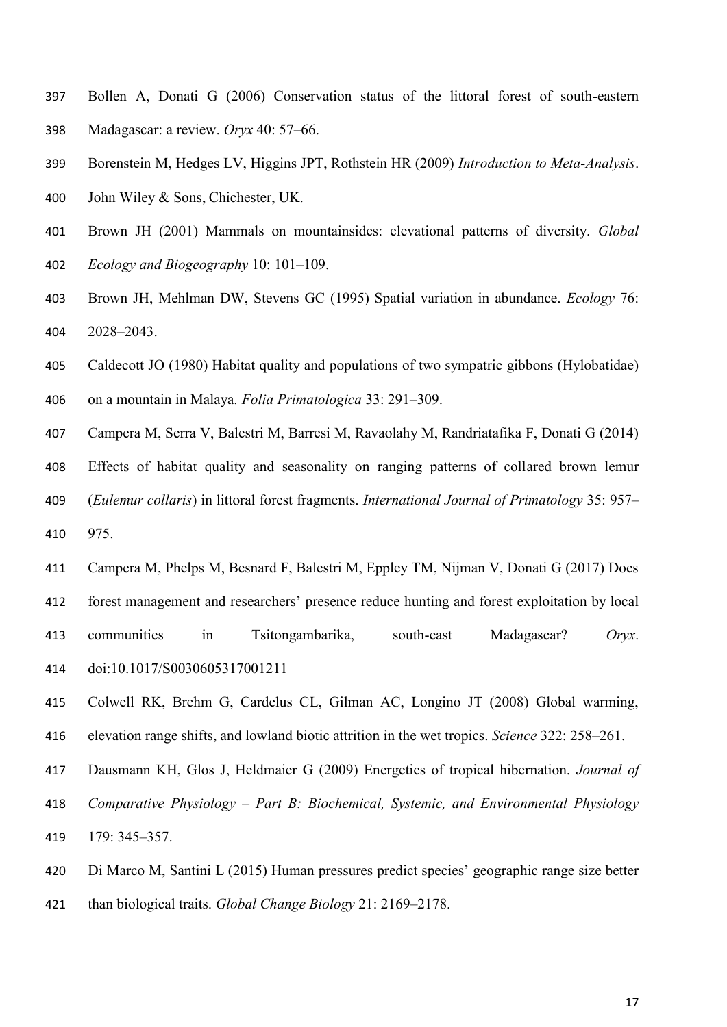Bollen A, Donati G (2006) Conservation status of the littoral forest of south-eastern Madagascar: a review. *Oryx* 40: 57–66.

Borenstein M, Hedges LV, Higgins JPT, Rothstein HR (2009) *Introduction to Meta-Analysis*. John Wiley & Sons, Chichester, UK.

Brown JH (2001) Mammals on mountainsides: elevational patterns of diversity. *Global Ecology and Biogeography* 10: 101–109.

Brown JH, Mehlman DW, Stevens GC (1995) Spatial variation in abundance. *Ecology* 76: 2028–2043.

Caldecott JO (1980) Habitat quality and populations of two sympatric gibbons (Hylobatidae) on a mountain in Malaya. *Folia Primatologica* 33: 291–309.

Campera M, Serra V, Balestri M, Barresi M, Ravaolahy M, Randriatafika F, Donati G (2014) Effects of habitat quality and seasonality on ranging patterns of collared brown lemur (*Eulemur collaris*) in littoral forest fragments. *International Journal of Primatology* 35: 957–975.

Campera M, Phelps M, Besnard F, Balestri M, Eppley TM, Nijman V, Donati G (2017) Does forest management and researchers' presence reduce hunting and forest exploitation by local communities in Tsitongambarika, south-east Madagascar? *Oryx*. doi:10.1017/S0030605317001211

Colwell RK, Brehm G, Cardelus CL, Gilman AC, Longino JT (2008) Global warming, elevation range shifts, and lowland biotic attrition in the wet tropics. *Science* 322: 258–261.

Dausmann KH, Glos J, Heldmaier G (2009) Energetics of tropical hibernation. *Journal of Comparative Physiology – Part B: Biochemical, Systemic, and Environmental Physiology* 179: 345–357.

Di Marco M, Santini L (2015) Human pressures predict species' geographic range size better than biological traits. *Global Change Biology* 21: 2169–2178.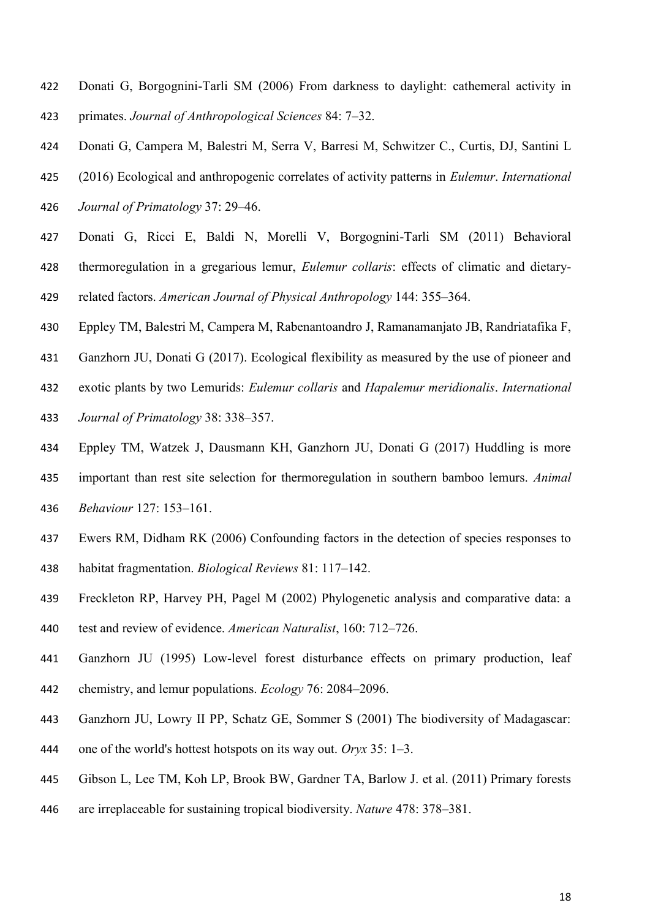Donati G, Borgognini-Tarli SM (2006) From darkness to daylight: cathemeral activity in primates. *Journal of Anthropological Sciences* 84: 7–32.

Donati G, Campera M, Balestri M, Serra V, Barresi M, Schwitzer C., Curtis, DJ, Santini L (2016) Ecological and anthropogenic correlates of activity patterns in *Eulemur*. *International Journal of Primatology* 37: 29–46.

Donati G, Ricci E, Baldi N, Morelli V, Borgognini-Tarli SM (2011) Behavioral thermoregulation in a gregarious lemur, *Eulemur collaris*: effects of climatic and dietary-related factors. *American Journal of Physical Anthropology* 144: 355–364.

Eppley TM, Balestri M, Campera M, Rabenantoandro J, Ramanamanjato JB, Randriatafika F, Ganzhorn JU, Donati G (2017). Ecological flexibility as measured by the use of pioneer and exotic plants by two Lemurids: *Eulemur collaris* and *Hapalemur meridionalis*. *International Journal of Primatology* 38: 338–357.

Eppley TM, Watzek J, Dausmann KH, Ganzhorn JU, Donati G (2017) Huddling is more important than rest site selection for thermoregulation in southern bamboo lemurs. *Animal Behaviour* 127: 153–161.

Ewers RM, Didham RK (2006) Confounding factors in the detection of species responses to habitat fragmentation. *Biological Reviews* 81: 117–142.

Freckleton RP, Harvey PH, Pagel M (2002) Phylogenetic analysis and comparative data: a test and review of evidence. *American Naturalist*, 160: 712–726.

Ganzhorn JU (1995) Low-level forest disturbance effects on primary production, leaf chemistry, and lemur populations. *Ecology* 76: 2084–2096.

Ganzhorn JU, Lowry II PP, Schatz GE, Sommer S (2001) The biodiversity of Madagascar: one of the world's hottest hotspots on its way out. *Oryx* 35: 1–3.

Gibson L, Lee TM, Koh LP, Brook BW, Gardner TA, Barlow J. et al. (2011) Primary forests are irreplaceable for sustaining tropical biodiversity. *Nature* 478: 378–381.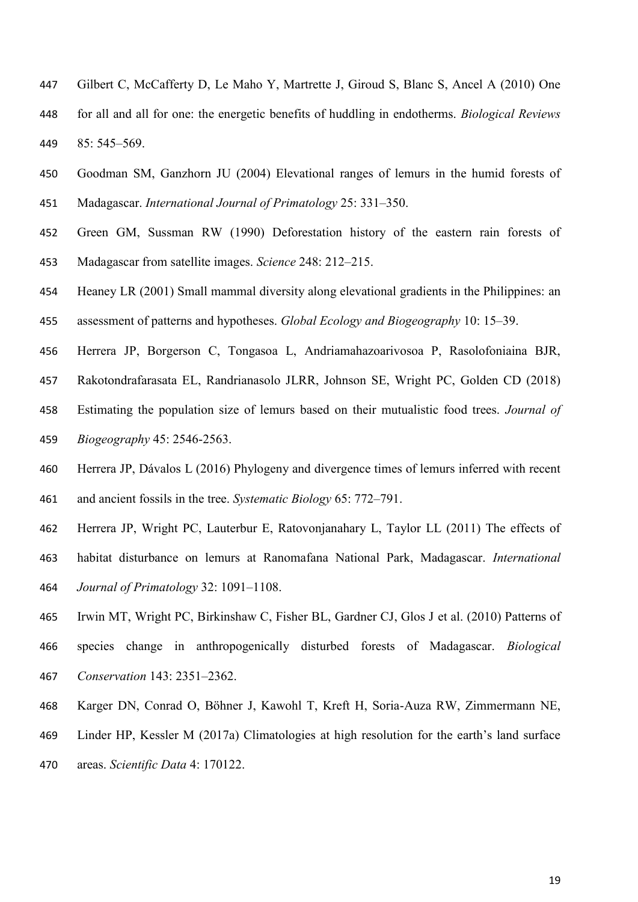Gilbert C, McCafferty D, Le Maho Y, Martrette J, Giroud S, Blanc S, Ancel A (2010) One for all and all for one: the energetic benefits of huddling in endotherms. *Biological Reviews* 85: 545–569.

Goodman SM, Ganzhorn JU (2004) Elevational ranges of lemurs in the humid forests of Madagascar. *International Journal of Primatology* 25: 331–350.

Green GM, Sussman RW (1990) Deforestation history of the eastern rain forests of Madagascar from satellite images. *Science* 248: 212–215.

Heaney LR (2001) Small mammal diversity along elevational gradients in the Philippines: an assessment of patterns and hypotheses. *Global Ecology and Biogeography* 10: 15–39.

Herrera JP, Borgerson C, Tongasoa L, Andriamahazoarivosoa P, Rasolofoniaina BJR, Rakotondrafarasata EL, Randrianasolo JLRR, Johnson SE, Wright PC, Golden CD (2018) Estimating the population size of lemurs based on their mutualistic food trees. *Journal of Biogeography* 45: 2546-2563.

Herrera JP, Dávalos L (2016) Phylogeny and divergence times of lemurs inferred with recent and ancient fossils in the tree. *Systematic Biology* 65: 772–791.

Herrera JP, Wright PC, Lauterbur E, Ratovonjanahary L, Taylor LL (2011) The effects of habitat disturbance on lemurs at Ranomafana National Park, Madagascar. *International Journal of Primatology* 32: 1091–1108.

Irwin MT, Wright PC, Birkinshaw C, Fisher BL, Gardner CJ, Glos J et al. (2010) Patterns of species change in anthropogenically disturbed forests of Madagascar. *Biological Conservation* 143: 2351–2362.

Karger DN, Conrad O, Böhner J, Kawohl T, Kreft H, Soria-Auza RW, Zimmermann NE, Linder HP, Kessler M (2017a) Climatologies at high resolution for the earth's land surface areas. *Scientific Data* 4: 170122.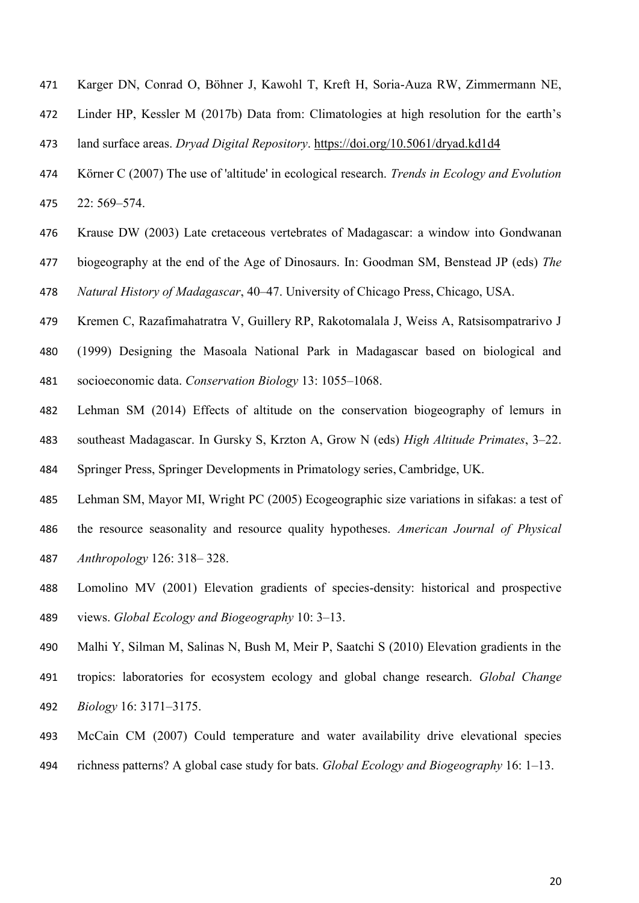Karger DN, Conrad O, Böhner J, Kawohl T, Kreft H, Soria-Auza RW, Zimmermann NE, Linder HP, Kessler M (2017b) Data from: Climatologies at high resolution for the earth's land surface areas. *Dryad Digital Repository*. https://doi.org/10.5061/dryad.kd1d4

Körner C (2007) The use of 'altitude' in ecological research. *Trends in Ecology and Evolution* 22: 569–574.

Krause DW (2003) Late cretaceous vertebrates of Madagascar: a window into Gondwanan biogeography at the end of the Age of Dinosaurs. In: Goodman SM, Benstead JP (eds) *The Natural History of Madagascar*, 40–47. University of Chicago Press, Chicago, USA.

Kremen C, Razafimahatratra V, Guillery RP, Rakotomalala J, Weiss A, Ratsisompatrarivo J (1999) Designing the Masoala National Park in Madagascar based on biological and socioeconomic data. *Conservation Biology* 13: 1055–1068.

Lehman SM (2014) Effects of altitude on the conservation biogeography of lemurs in southeast Madagascar. In Gursky S, Krzton A, Grow N (eds) *High Altitude Primates*, 3–22. Springer Press, Springer Developments in Primatology series, Cambridge, UK.

Lehman SM, Mayor MI, Wright PC (2005) Ecogeographic size variations in sifakas: a test of the resource seasonality and resource quality hypotheses. *American Journal of Physical Anthropology* 126: 318– 328.

Lomolino MV (2001) Elevation gradients of species-density: historical and prospective views. *Global Ecology and Biogeography* 10: 3–13.

Malhi Y, Silman M, Salinas N, Bush M, Meir P, Saatchi S (2010) Elevation gradients in the tropics: laboratories for ecosystem ecology and global change research. *Global Change Biology* 16: 3171–3175.

McCain CM (2007) Could temperature and water availability drive elevational species richness patterns? A global case study for bats. *Global Ecology and Biogeography* 16: 1–13.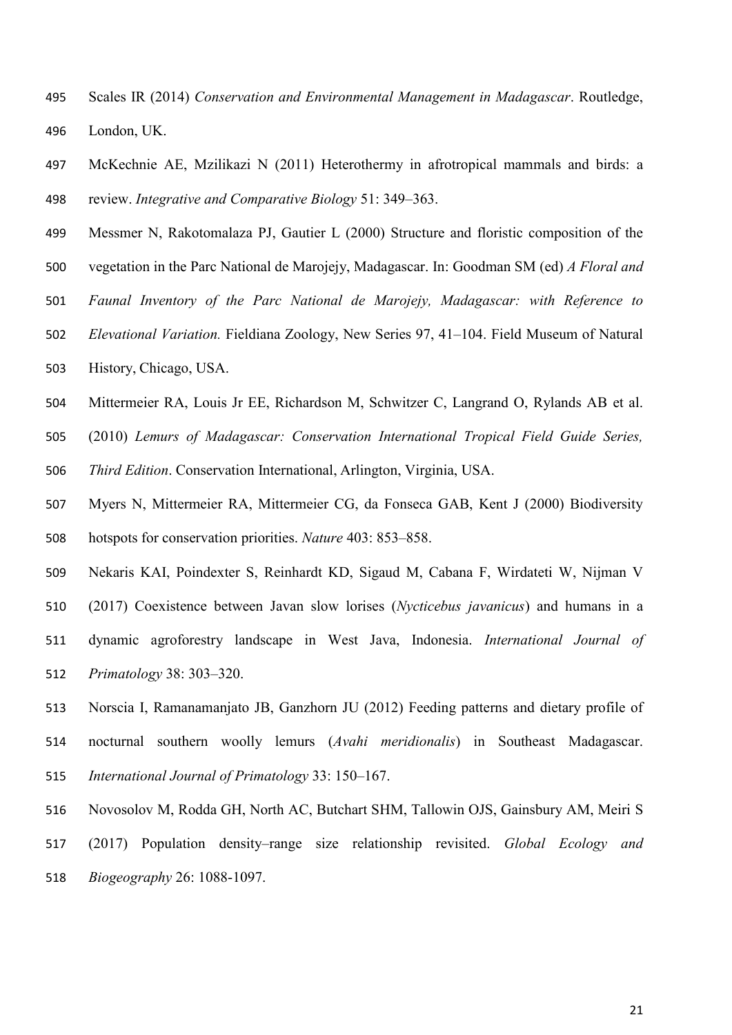Scales IR (2014) *Conservation and Environmental Management in Madagascar*. Routledge, London, UK.

McKechnie AE, Mzilikazi N (2011) Heterothermy in afrotropical mammals and birds: a review. *Integrative and Comparative Biology* 51: 349–363.

Messmer N, Rakotomalaza PJ, Gautier L (2000) Structure and floristic composition of the vegetation in the Parc National de Marojejy, Madagascar. In: Goodman SM (ed) *A Floral and Faunal Inventory of the Parc National de Marojejy, Madagascar: with Reference to Elevational Variation.* Fieldiana Zoology, New Series 97, 41–104. Field Museum of Natural History, Chicago, USA.

Mittermeier RA, Louis Jr EE, Richardson M, Schwitzer C, Langrand O, Rylands AB et al. (2010) *Lemurs of Madagascar: Conservation International Tropical Field Guide Series, Third Edition*. Conservation International, Arlington, Virginia, USA.

Myers N, Mittermeier RA, Mittermeier CG, da Fonseca GAB, Kent J (2000) Biodiversity hotspots for conservation priorities. *Nature* 403: 853–858.

Nekaris KAI, Poindexter S, Reinhardt KD, Sigaud M, Cabana F, Wirdateti W, Nijman V (2017) Coexistence between Javan slow lorises (*Nycticebus javanicus*) and humans in a dynamic agroforestry landscape in West Java, Indonesia. *International Journal of Primatology* 38: 303–320.

Norscia I, Ramanamanjato JB, Ganzhorn JU (2012) Feeding patterns and dietary profile of nocturnal southern woolly lemurs (*Avahi meridionalis*) in Southeast Madagascar. *International Journal of Primatology* 33: 150–167.

Novosolov M, Rodda GH, North AC, Butchart SHM, Tallowin OJS, Gainsbury AM, Meiri S (2017) Population density–range size relationship revisited. *Global Ecology and Biogeography* 26: 1088-1097.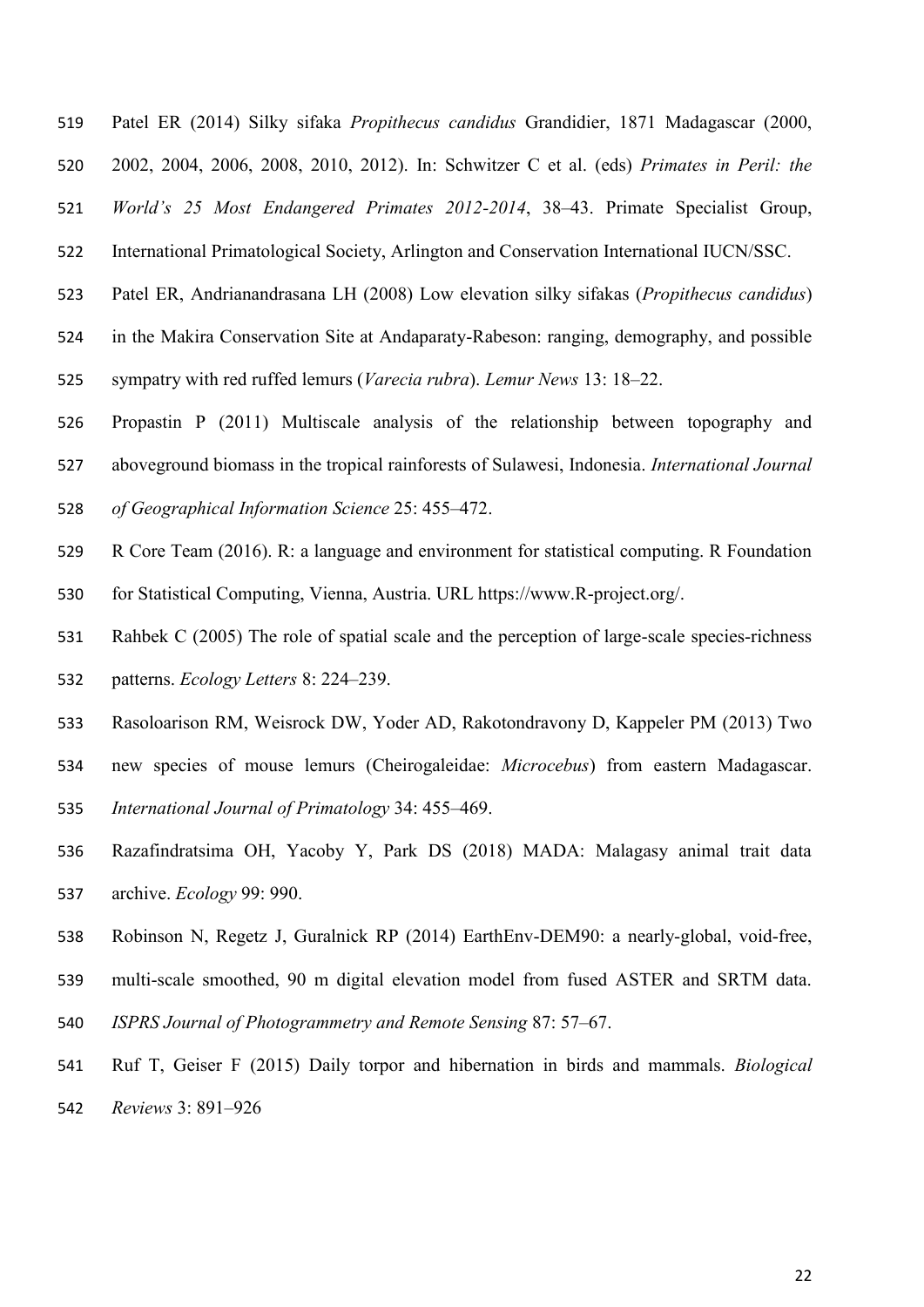Patel ER (2014) Silky sifaka *Propithecus candidus* Grandidier, 1871 Madagascar (2000, 2002, 2004, 2006, 2008, 2010, 2012). In: Schwitzer C et al. (eds) *Primates in Peril: the World's 25 Most Endangered Primates 2012-2014*, 38–43. Primate Specialist Group, International Primatological Society, Arlington and Conservation International IUCN/SSC.

Patel ER, Andrianandrasana LH (2008) Low elevation silky sifakas (*Propithecus candidus*) in the Makira Conservation Site at Andaparaty-Rabeson: ranging, demography, and possible sympatry with red ruffed lemurs (*Varecia rubra*). *Lemur News* 13: 18–22.

Propastin P (2011) Multiscale analysis of the relationship between topography and aboveground biomass in the tropical rainforests of Sulawesi, Indonesia. *International Journal of Geographical Information Science* 25: 455–472.

R Core Team (2016). R: a language and environment for statistical computing. R Foundation for Statistical Computing, Vienna, Austria. URL https://www.R-project.org/.

Rahbek C (2005) The role of spatial scale and the perception of large-scale species-richness patterns. *Ecology Letters* 8: 224–239.

Rasoloarison RM, Weisrock DW, Yoder AD, Rakotondravony D, Kappeler PM (2013) Two new species of mouse lemurs (Cheirogaleidae: *Microcebus*) from eastern Madagascar. *International Journal of Primatology* 34: 455–469.

Razafindratsima OH, Yacoby Y, Park DS (2018) MADA: Malagasy animal trait data archive. *Ecology* 99: 990.

Robinson N, Regetz J, Guralnick RP (2014) EarthEnv-DEM90: a nearly-global, void-free, multi-scale smoothed, 90 m digital elevation model from fused ASTER and SRTM data. *ISPRS Journal of Photogrammetry and Remote Sensing* 87: 57–67.

Ruf T, Geiser F (2015) Daily torpor and hibernation in birds and mammals. *Biological Reviews* 3: 891–926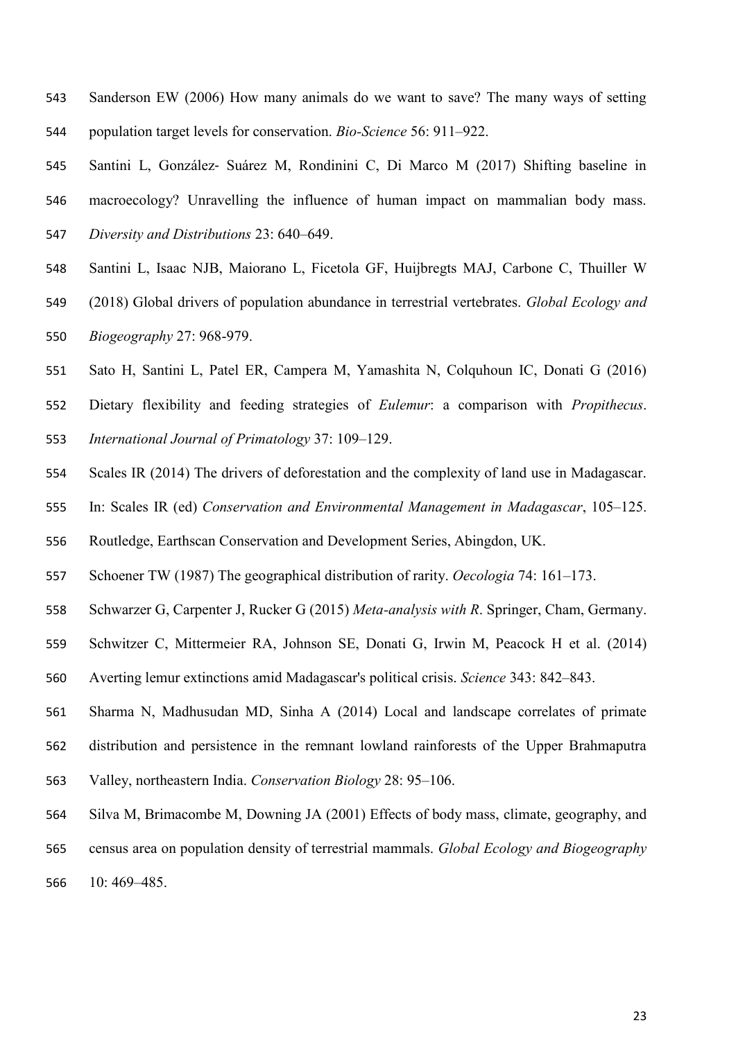Sanderson EW (2006) How many animals do we want to save? The many ways of setting population target levels for conservation. *Bio-Science* 56: 911–922.

Santini L, González- Suárez M, Rondinini C, Di Marco M (2017) Shifting baseline in macroecology? Unravelling the influence of human impact on mammalian body mass. *Diversity and Distributions* 23: 640–649.

Santini L, Isaac NJB, Maiorano L, Ficetola GF, Huijbregts MAJ, Carbone C, Thuiller W (2018) Global drivers of population abundance in terrestrial vertebrates. *Global Ecology and Biogeography* 27: 968-979.

Sato H, Santini L, Patel ER, Campera M, Yamashita N, Colquhoun IC, Donati G (2016) Dietary flexibility and feeding strategies of *Eulemur*: a comparison with *Propithecus*. *International Journal of Primatology* 37: 109–129.

Scales IR (2014) The drivers of deforestation and the complexity of land use in Madagascar. In: Scales IR (ed) *Conservation and Environmental Management in Madagascar*, 105–125. Routledge, Earthscan Conservation and Development Series, Abingdon, UK.

Schoener TW (1987) The geographical distribution of rarity. *Oecologia* 74: 161–173.

Schwarzer G, Carpenter J, Rucker G (2015) *Meta-analysis with R*. Springer, Cham, Germany.

Schwitzer C, Mittermeier RA, Johnson SE, Donati G, Irwin M, Peacock H et al. (2014) Averting lemur extinctions amid Madagascar's political crisis. *Science* 343: 842–843.

Sharma N, Madhusudan MD, Sinha A (2014) Local and landscape correlates of primate distribution and persistence in the remnant lowland rainforests of the Upper Brahmaputra Valley, northeastern India. *Conservation Biology* 28: 95–106.

Silva M, Brimacombe M, Downing JA (2001) Effects of body mass, climate, geography, and census area on population density of terrestrial mammals. *Global Ecology and Biogeography* 10: 469–485.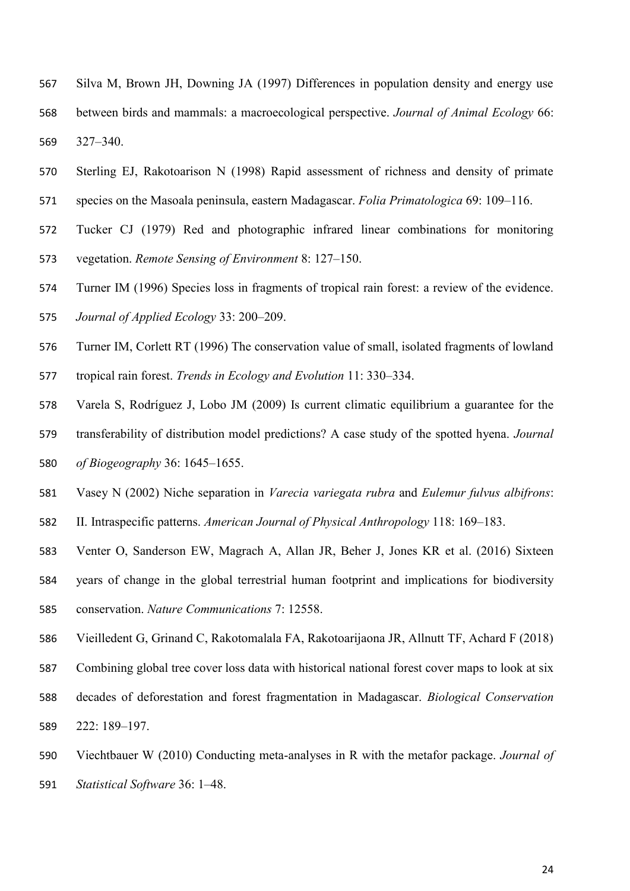Silva M, Brown JH, Downing JA (1997) Differences in population density and energy use between birds and mammals: a macroecological perspective. *Journal of Animal Ecology* 66: 327–340.

Sterling EJ, Rakotoarison N (1998) Rapid assessment of richness and density of primate species on the Masoala peninsula, eastern Madagascar. *Folia Primatologica* 69: 109–116.

Tucker CJ (1979) Red and photographic infrared linear combinations for monitoring vegetation. *Remote Sensing of Environment* 8: 127–150.

Turner IM (1996) Species loss in fragments of tropical rain forest: a review of the evidence. *Journal of Applied Ecology* 33: 200–209.

Turner IM, Corlett RT (1996) The conservation value of small, isolated fragments of lowland tropical rain forest. *Trends in Ecology and Evolution* 11: 330–334.

Varela S, Rodríguez J, Lobo JM (2009) Is current climatic equilibrium a guarantee for the transferability of distribution model predictions? A case study of the spotted hyena. *Journal of Biogeography* 36: 1645–1655.

Vasey N (2002) Niche separation in *Varecia variegata rubra* and *Eulemur fulvus albifrons*: II. Intraspecific patterns. *American Journal of Physical Anthropology* 118: 169–183.

Venter O, Sanderson EW, Magrach A, Allan JR, Beher J, Jones KR et al. (2016) Sixteen years of change in the global terrestrial human footprint and implications for biodiversity conservation. *Nature Communications* 7: 12558.

Vieilledent G, Grinand C, Rakotomalala FA, Rakotoarijaona JR, Allnutt TF, Achard F (2018) Combining global tree cover loss data with historical national forest cover maps to look at six decades of deforestation and forest fragmentation in Madagascar. *Biological Conservation* 222: 189–197.

Viechtbauer W (2010) Conducting meta-analyses in R with the metafor package. *Journal of Statistical Software* 36: 1–48.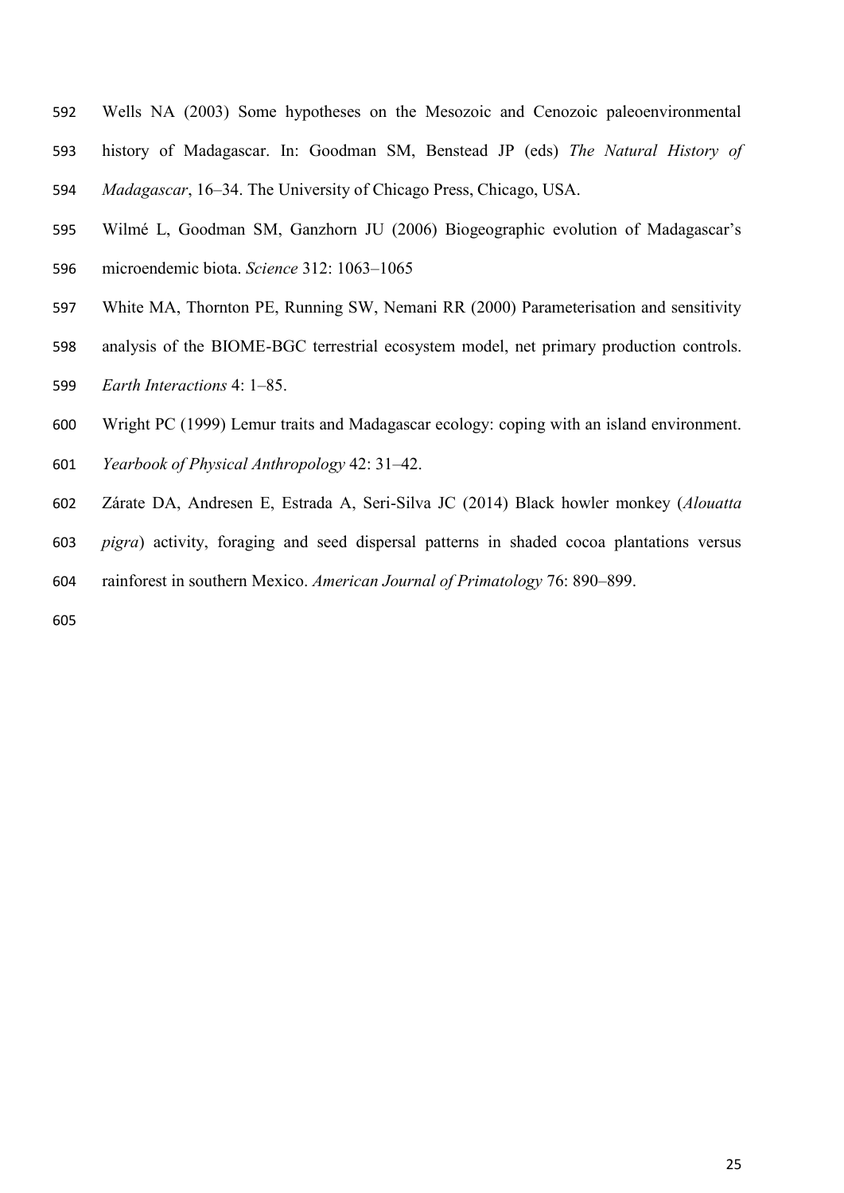Wells NA (2003) Some hypotheses on the Mesozoic and Cenozoic paleoenvironmental history of Madagascar. In: Goodman SM, Benstead JP (eds) *The Natural History of Madagascar*, 16–34. The University of Chicago Press, Chicago, USA.

Wilmé L, Goodman SM, Ganzhorn JU (2006) Biogeographic evolution of Madagascar's microendemic biota. *Science* 312: 1063–1065

White MA, Thornton PE, Running SW, Nemani RR (2000) Parameterisation and sensitivity analysis of the BIOME-BGC terrestrial ecosystem model, net primary production controls. *Earth Interactions* 4: 1–85.

Wright PC (1999) Lemur traits and Madagascar ecology: coping with an island environment. *Yearbook of Physical Anthropology* 42: 31–42.

Zárate DA, Andresen E, Estrada A, Seri-Silva JC (2014) Black howler monkey (*Alouatta pigra*) activity, foraging and seed dispersal patterns in shaded cocoa plantations versus rainforest in southern Mexico. *American Journal of Primatology* 76: 890–899.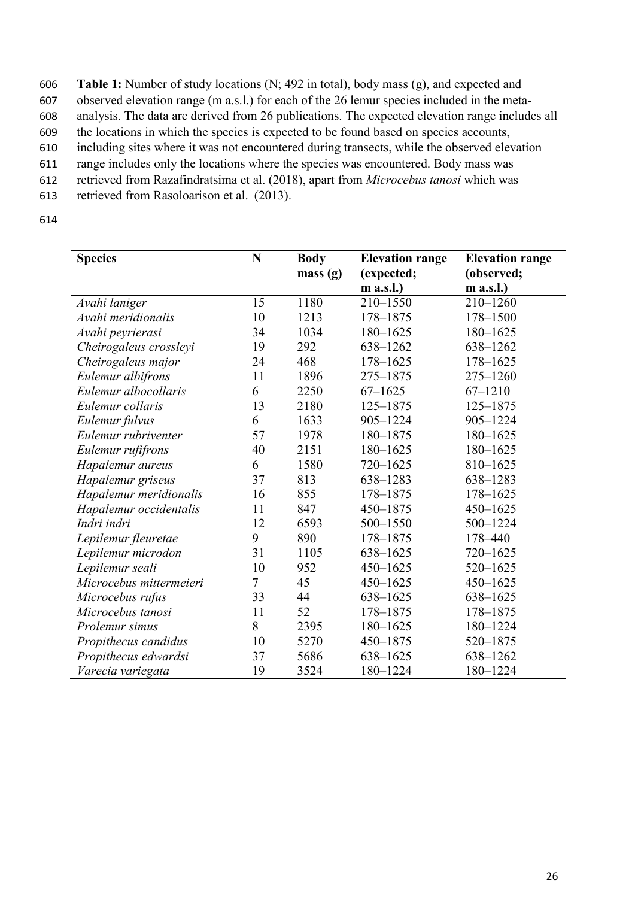**Table 1:** Number of study locations (N; 492 in total), body mass (g), and expected and observed elevation range (m a.s.l.) for each of the 26 lemur species included in the meta-analysis. The data are derived from 26 publications. The expected elevation range includes all the locations in which the species is expected to be found based on species accounts, including sites where it was not encountered during transects, while the observed elevation range includes only the locations where the species was encountered. Body mass was retrieved from Razafindratsima et al. (2018), apart from *Microcebus tanosi* which was retrieved from Rasoloarison et al. (2013).

| Species | N | Body mass (g) | Elevation range (expected; m a.s.l.) | Elevation range (observed; m a.s.l.) |
|---|---|---|---|---|
| *Avahi laniger* | 15 | 1180 | 210–1550 | 210–1260 |
| *Avahi meridionalis* | 10 | 1213 | 178–1875 | 178–1500 |
| *Avahi peyrierasi* | 34 | 1034 | 180–1625 | 180–1625 |
| *Cheirogaleus crossleyi* | 19 | 292 | 638–1262 | 638–1262 |
| *Cheirogaleus major* | 24 | 468 | 178–1625 | 178–1625 |
| *Eulemur albifrons* | 11 | 1896 | 275–1875 | 275–1260 |
| *Eulemur albocollaris* | 6 | 2250 | 67–1625 | 67–1210 |
| *Eulemur collaris* | 13 | 2180 | 125–1875 | 125–1875 |
| *Eulemur fulvus* | 6 | 1633 | 905–1224 | 905–1224 |
| *Eulemur rubriventer* | 57 | 1978 | 180–1875 | 180–1625 |
| *Eulemur rufifrons* | 40 | 2151 | 180–1625 | 180–1625 |
| *Hapalemur aureus* | 6 | 1580 | 720–1625 | 810–1625 |
| *Hapalemur griseus* | 37 | 813 | 638–1283 | 638–1283 |
| *Hapalemur meridionalis* | 16 | 855 | 178–1875 | 178–1625 |
| *Hapalemur occidentalis* | 11 | 847 | 450–1875 | 450–1625 |
| *Indri indri* | 12 | 6593 | 500–1550 | 500–1224 |
| *Lepilemur fleuretae* | 9 | 890 | 178–1875 | 178–440 |
| *Lepilemur microdon* | 31 | 1105 | 638–1625 | 720–1625 |
| *Lepilemur seali* | 10 | 952 | 450–1625 | 520–1625 |
| *Microcebus mittermeieri* | 7 | 45 | 450–1625 | 450–1625 |
| *Microcebus rufus* | 33 | 44 | 638–1625 | 638–1625 |
| *Microcebus tanosi* | 11 | 52 | 178–1875 | 178–1875 |
| *Prolemur simus* | 8 | 2395 | 180–1625 | 180–1224 |
| *Propithecus candidus* | 10 | 5270 | 450–1875 | 520–1875 |
| *Propithecus edwardsi* | 37 | 5686 | 638–1625 | 638–1262 |
| *Varecia variegata* | 19 | 3524 | 180–1224 | 180–1224 |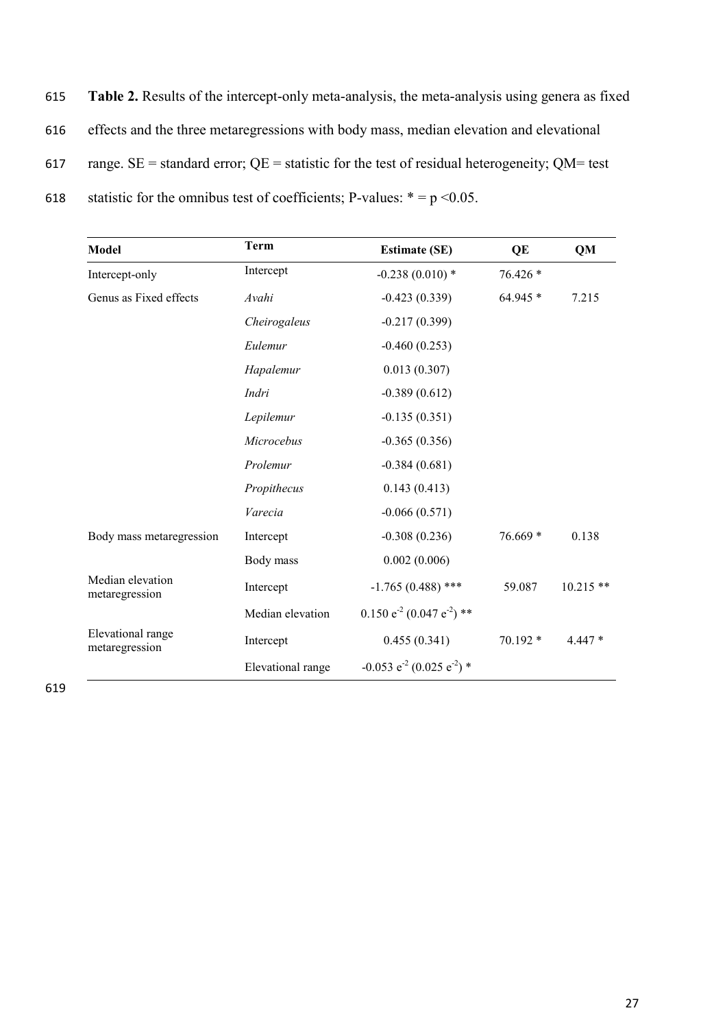**Table 2.** Results of the intercept-only meta-analysis, the meta-analysis using genera as fixed effects and the three metaregressions with body mass, median elevation and elevational range. SE = standard error; QE = statistic for the test of residual heterogeneity; QM= test statistic for the omnibus test of coefficients; P-values: * = $p < 0.05$.

| Model | Term | Estimate (SE) | QE | QM |
|---|---|---|---|---|
| Intercept-only | Intercept | -0.238 (0.010) * | 76.426 * | |
| Genus as Fixed effects | *Avahi* | -0.423 (0.339) | 64.945 * | 7.215 |
| | *Cheirogaleus* | -0.217 (0.399) | | |
| | *Eulemur* | -0.460 (0.253) | | |
| | *Hapalemur* | 0.013 (0.307) | | |
| | *Indri* | -0.389 (0.612) | | |
| | *Lepilemur* | -0.135 (0.351) | | |
| | *Microcebus* | -0.365 (0.356) | | |
| | *Prolemur* | -0.384 (0.681) | | |
| | *Propithecus* | 0.143 (0.413) | | |
| | *Varecia* | -0.066 (0.571) | | |
| Body mass metaregression | Intercept | -0.308 (0.236) | 76.669 * | 0.138 |
| | Body mass | 0.002 (0.006) | | |
| Median elevation metaregression | Intercept | -1.765 (0.488) *** | 59.087 | 10.215 ** |
| | Median elevation | $0.150\ e^{-2}$ ($0.047\ e^{-2}$) ** | | |
| Elevational range metaregression | Intercept | 0.455 (0.341) | 70.192 * | 4.447 * |
| | Elevational range | $-0.053\ e^{-2}$ ($0.025\ e^{-2}$) * | | |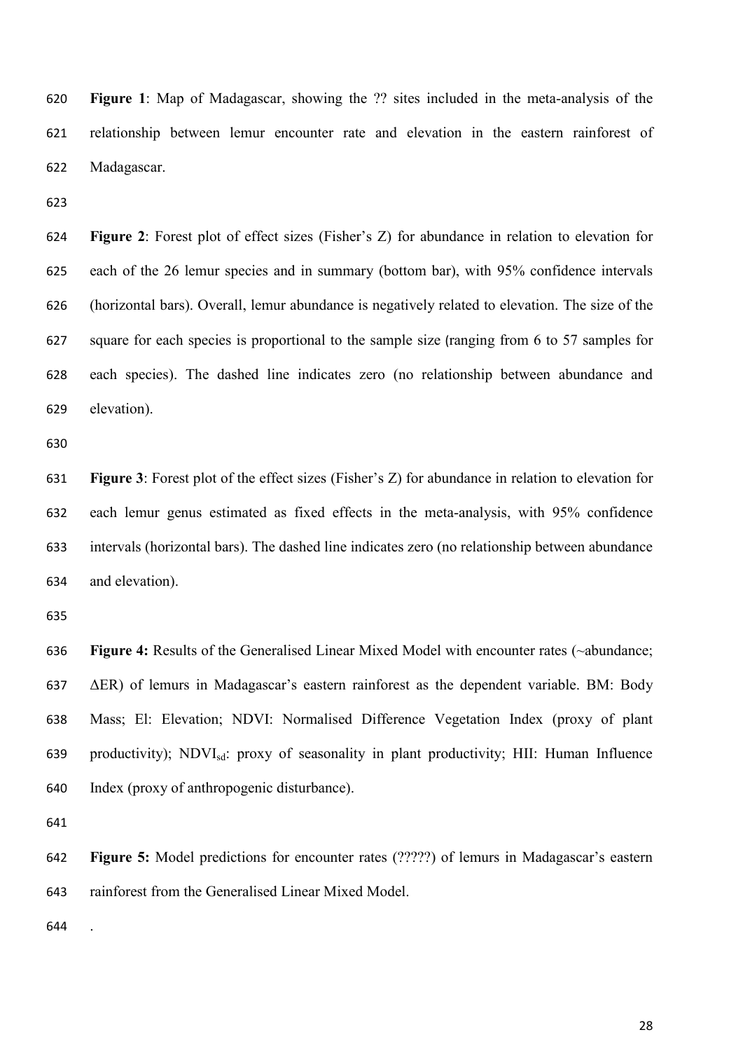**Figure 1**: Map of Madagascar, showing the ?? sites included in the meta-analysis of the relationship between lemur encounter rate and elevation in the eastern rainforest of Madagascar.

**Figure 2**: Forest plot of effect sizes (Fisher's Z) for abundance in relation to elevation for each of the 26 lemur species and in summary (bottom bar), with 95% confidence intervals (horizontal bars). Overall, lemur abundance is negatively related to elevation. The size of the square for each species is proportional to the sample size (ranging from 6 to 57 samples for each species). The dashed line indicates zero (no relationship between abundance and elevation).

**Figure 3**: Forest plot of the effect sizes (Fisher's Z) for abundance in relation to elevation for each lemur genus estimated as fixed effects in the meta-analysis, with 95% confidence intervals (horizontal bars). The dashed line indicates zero (no relationship between abundance and elevation).

**Figure 4:** Results of the Generalised Linear Mixed Model with encounter rates (~abundance; ΔER) of lemurs in Madagascar's eastern rainforest as the dependent variable. BM: Body Mass; El: Elevation; NDVI: Normalised Difference Vegetation Index (proxy of plant productivity); $NDVI_{sd}$: proxy of seasonality in plant productivity; HII: Human Influence Index (proxy of anthropogenic disturbance).

**Figure 5:** Model predictions for encounter rates (?????) of lemurs in Madagascar's eastern rainforest from the Generalised Linear Mixed Model.

.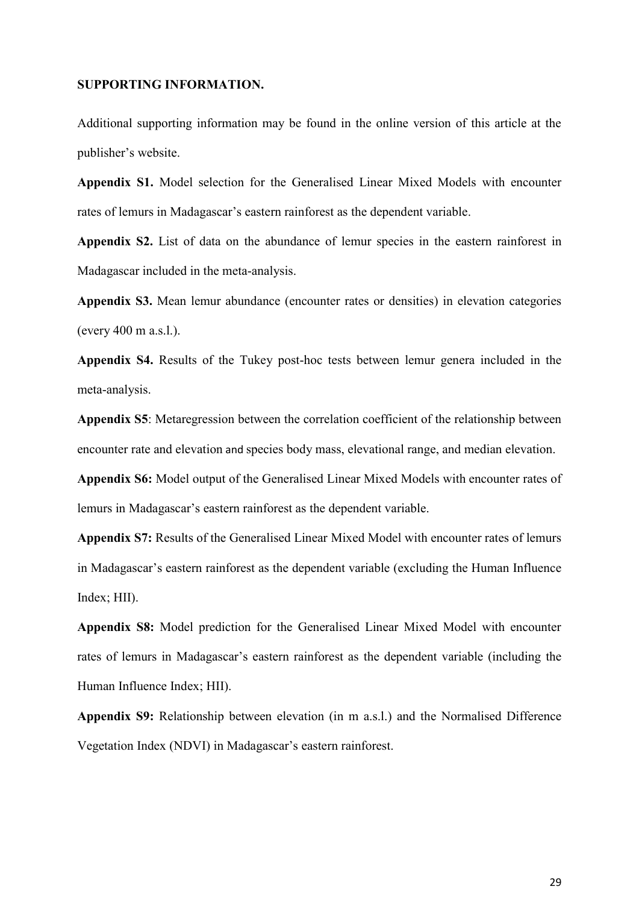**SUPPORTING INFORMATION.**

Additional supporting information may be found in the online version of this article at the publisher's website.

**Appendix S1.** Model selection for the Generalised Linear Mixed Models with encounter rates of lemurs in Madagascar's eastern rainforest as the dependent variable.

**Appendix S2.** List of data on the abundance of lemur species in the eastern rainforest in Madagascar included in the meta-analysis.

**Appendix S3.** Mean lemur abundance (encounter rates or densities) in elevation categories (every 400 m a.s.l.).

**Appendix S4.** Results of the Tukey post-hoc tests between lemur genera included in the meta-analysis.

**Appendix S5**: Metaregression between the correlation coefficient of the relationship between encounter rate and elevation and species body mass, elevational range, and median elevation.

**Appendix S6:** Model output of the Generalised Linear Mixed Models with encounter rates of lemurs in Madagascar's eastern rainforest as the dependent variable.

**Appendix S7:** Results of the Generalised Linear Mixed Model with encounter rates of lemurs in Madagascar's eastern rainforest as the dependent variable (excluding the Human Influence Index; HII).

**Appendix S8:** Model prediction for the Generalised Linear Mixed Model with encounter rates of lemurs in Madagascar's eastern rainforest as the dependent variable (including the Human Influence Index; HII).

**Appendix S9:** Relationship between elevation (in m a.s.l.) and the Normalised Difference Vegetation Index (NDVI) in Madagascar's eastern rainforest.